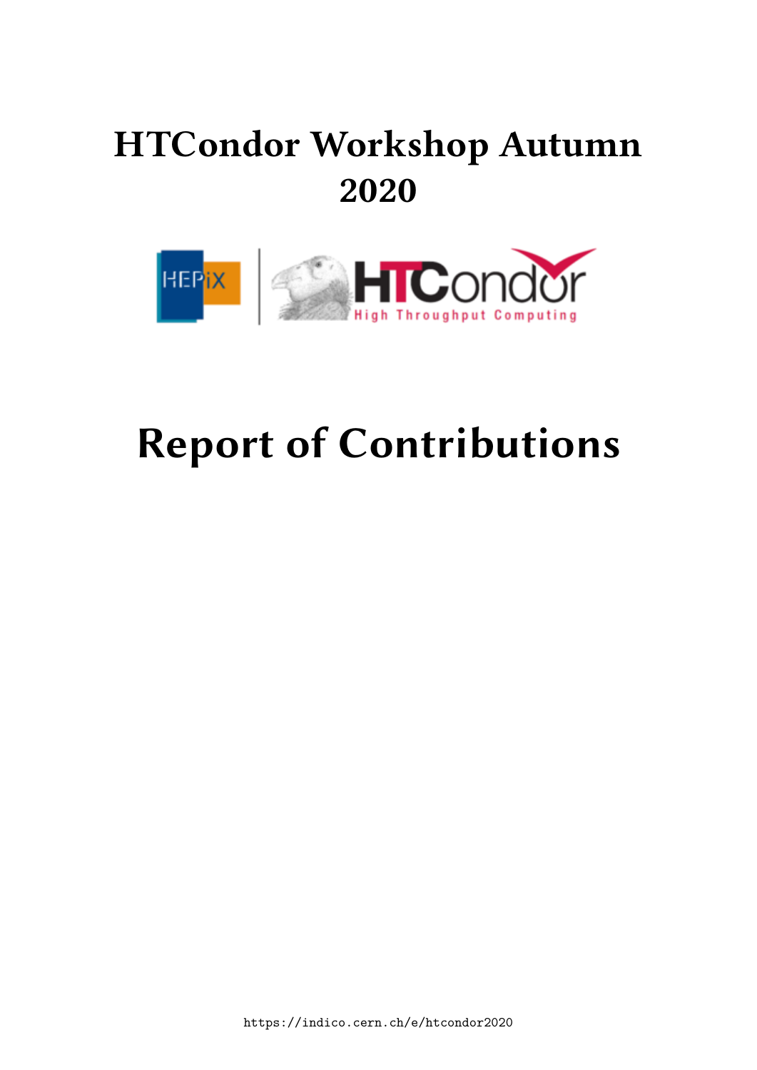# HTCondor Workshop Autumn 2020

# Report of Contributions

https://indico.cern.ch/e/htcondor2020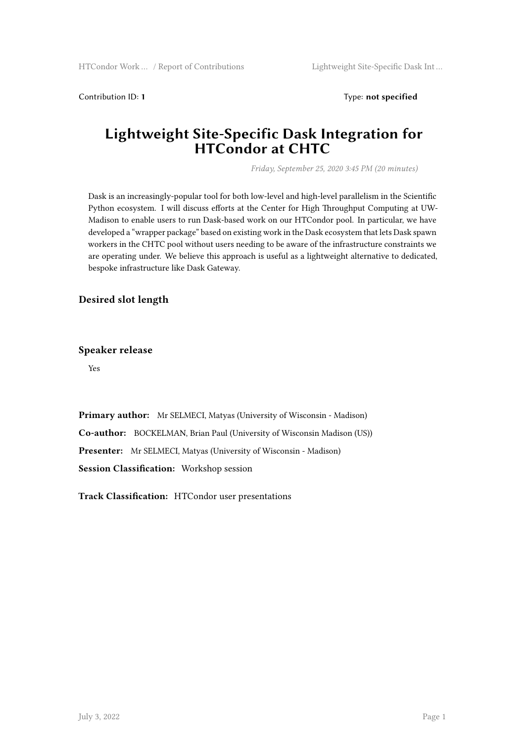Contribution ID: **1** Type: **not specified**

# Lightweight Site-Specific Dask Integration for HTCondor at CHTC

*Friday, September 25, 2020 3:45 PM (20 minutes)*

Dask is an increasingly-popular tool for both low-level and high-level parallelism in the Scientific Python ecosystem. I will discuss efforts at the Center for High Throughput Computing at UW-Madison to enable users to run Dask-based work on our HTCondor pool. In particular, we have developed a "wrapper package" based on existing work in the Dask ecosystem that lets Dask spawn workers in the CHTC pool without users needing to be aware of the infrastructure constraints we are operating under. We believe this approach is useful as a lightweight alternative to dedicated, bespoke infrastructure like Dask Gateway.

### Desired slot length

### Speaker release

Yes

**Primary author:** Mr SELMECI, Matyas (University of Wisconsin - Madison)

**Co-author:** BOCKELMAN, Brian Paul (University of Wisconsin Madison (US))

**Presenter:** Mr SELMECI, Matyas (University of Wisconsin - Madison)

**Session Classification:** Workshop session

**Track Classification:** HTCondor user presentations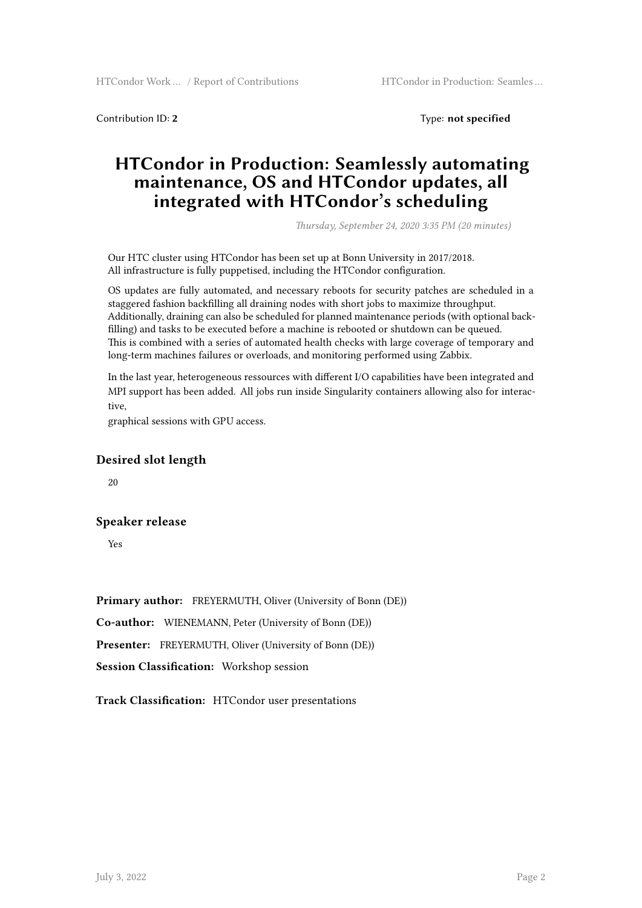Contribution ID: **2** Type: **not specified**

# HTCondor in Production: Seamlessly automating maintenance, OS and HTCondor updates, all integrated with HTCondor's scheduling

*Thursday, September 24, 2020 3:35 PM (20 minutes)*

Our HTC cluster using HTCondor has been set up at Bonn University in 2017/2018.
All infrastructure is fully puppetised, including the HTCondor configuration.

OS updates are fully automated, and necessary reboots for security patches are scheduled in a staggered fashion backfilling all draining nodes with short jobs to maximize throughput.
Additionally, draining can also be scheduled for planned maintenance periods (with optional backfilling) and tasks to be executed before a machine is rebooted or shutdown can be queued.
This is combined with a series of automated health checks with large coverage of temporary and long-term machines failures or overloads, and monitoring performed using Zabbix.

In the last year, heterogeneous ressources with different I/O capabilities have been integrated and MPI support has been added. All jobs run inside Singularity containers allowing also for interactive,
graphical sessions with GPU access.

## Desired slot length

20

## Speaker release

Yes

**Primary author:** FREYERMUTH, Oliver (University of Bonn (DE))

**Co-author:** WIENEMANN, Peter (University of Bonn (DE))

**Presenter:** FREYERMUTH, Oliver (University of Bonn (DE))

**Session Classification:** Workshop session

**Track Classification:** HTCondor user presentations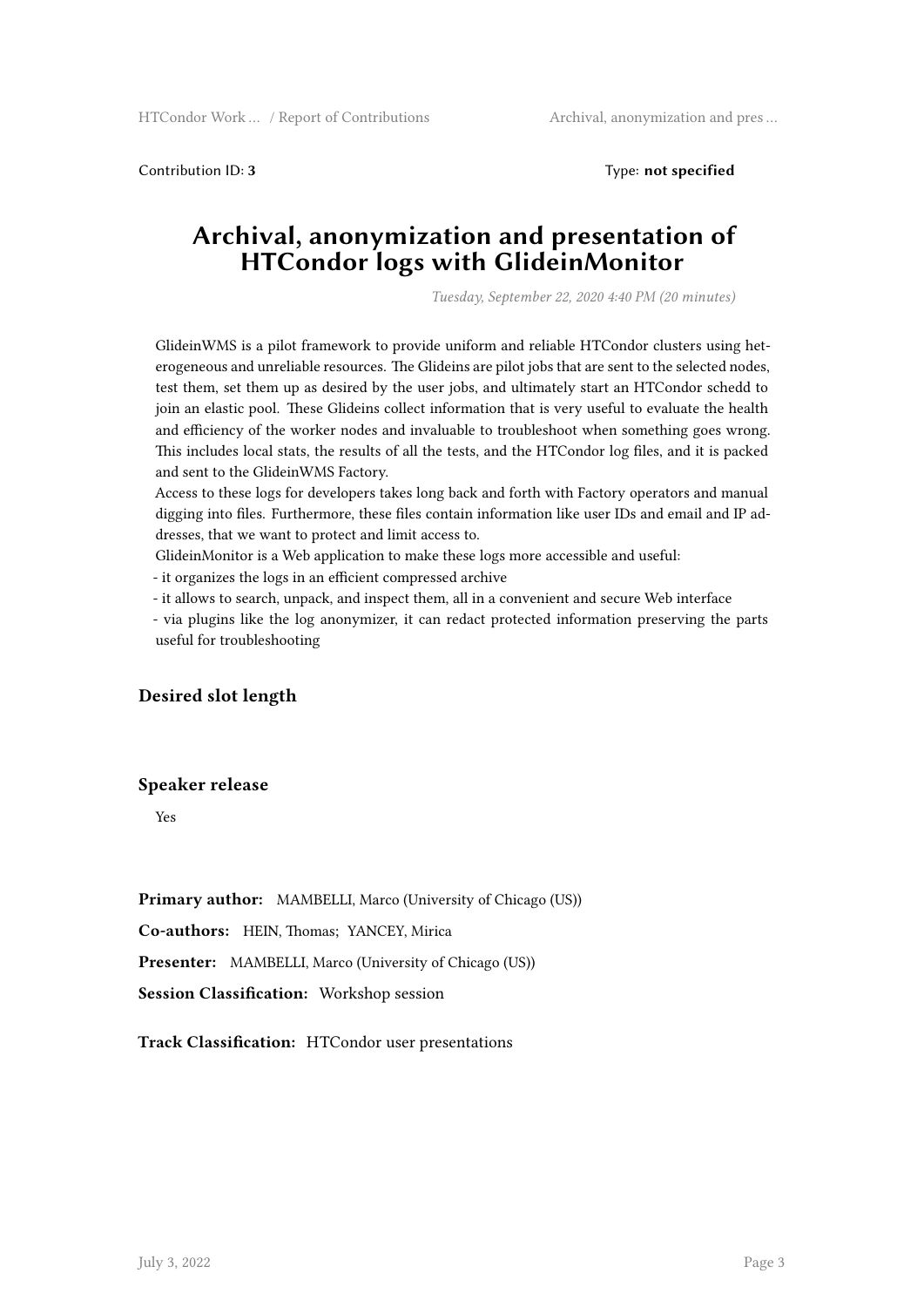Contribution ID: **3** Type: **not specified**

# Archival, anonymization and presentation of HTCondor logs with GlideinMonitor

*Tuesday, September 22, 2020 4:40 PM (20 minutes)*

GlideinWMS is a pilot framework to provide uniform and reliable HTCondor clusters using heterogeneous and unreliable resources. The Glideins are pilot jobs that are sent to the selected nodes, test them, set them up as desired by the user jobs, and ultimately start an HTCondor schedd to join an elastic pool. These Glideins collect information that is very useful to evaluate the health and efficiency of the worker nodes and invaluable to troubleshoot when something goes wrong. This includes local stats, the results of all the tests, and the HTCondor log files, and it is packed and sent to the GlideinWMS Factory.

Access to these logs for developers takes long back and forth with Factory operators and manual digging into files. Furthermore, these files contain information like user IDs and email and IP addresses, that we want to protect and limit access to.

GlideinMonitor is a Web application to make these logs more accessible and useful:

- it organizes the logs in an efficient compressed archive
- it allows to search, unpack, and inspect them, all in a convenient and secure Web interface
- via plugins like the log anonymizer, it can redact protected information preserving the parts useful for troubleshooting

### Desired slot length

### Speaker release

Yes

**Primary author:** MAMBELLI, Marco (University of Chicago (US))

**Co-authors:** HEIN, Thomas; YANCEY, Mirica

**Presenter:** MAMBELLI, Marco (University of Chicago (US))

**Session Classification:** Workshop session

**Track Classification:** HTCondor user presentations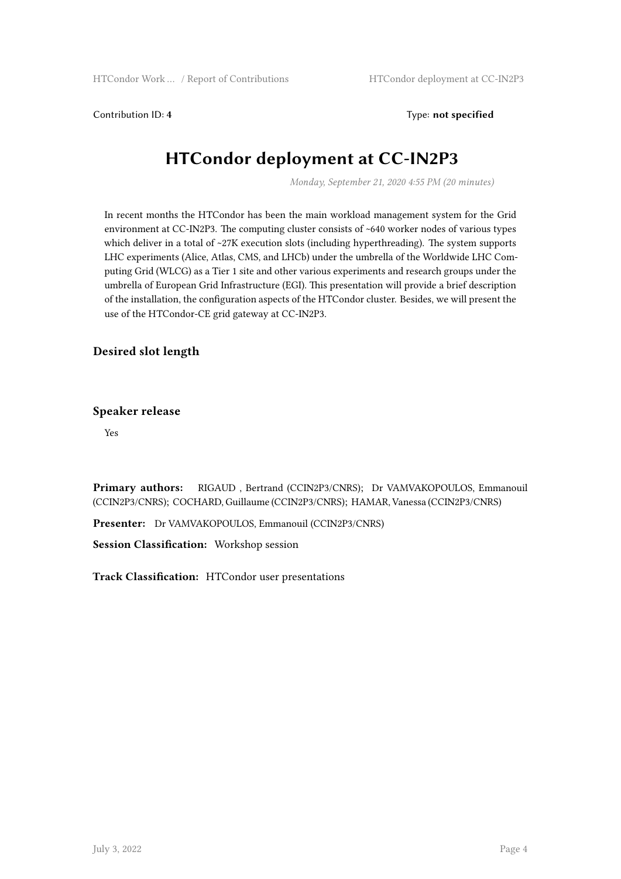Contribution ID: **4** Type: **not specified**

# HTCondor deployment at CC-IN2P3

*Monday, September 21, 2020 4:55 PM (20 minutes)*

In recent months the HTCondor has been the main workload management system for the Grid environment at CC-IN2P3. The computing cluster consists of ~640 worker nodes of various types which deliver in a total of ~27K execution slots (including hyperthreading). The system supports LHC experiments (Alice, Atlas, CMS, and LHCb) under the umbrella of the Worldwide LHC Computing Grid (WLCG) as a Tier 1 site and other various experiments and research groups under the umbrella of European Grid Infrastructure (EGI). This presentation will provide a brief description of the installation, the configuration aspects of the HTCondor cluster. Besides, we will present the use of the HTCondor-CE grid gateway at CC-IN2P3.

### Desired slot length

### Speaker release

Yes

**Primary authors:** RIGAUD , Bertrand (CCIN2P3/CNRS); Dr VAMVAKOPOULOS, Emmanouil (CCIN2P3/CNRS); COCHARD, Guillaume (CCIN2P3/CNRS); HAMAR, Vanessa (CCIN2P3/CNRS)

**Presenter:** Dr VAMVAKOPOULOS, Emmanouil (CCIN2P3/CNRS)

**Session Classification:** Workshop session

**Track Classification:** HTCondor user presentations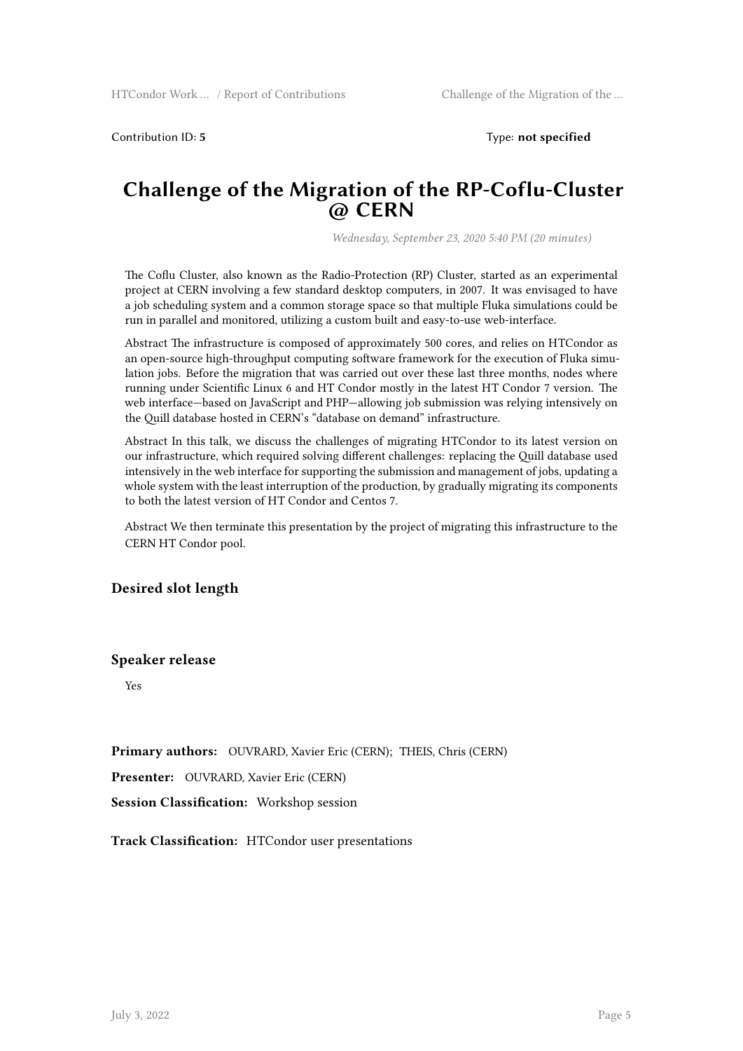Contribution ID: **5** Type: **not specified**

# Challenge of the Migration of the RP-Coflu-Cluster @ CERN

*Wednesday, September 23, 2020 5:40 PM (20 minutes)*

The Coflu Cluster, also known as the Radio-Protection (RP) Cluster, started as an experimental project at CERN involving a few standard desktop computers, in 2007. It was envisaged to have a job scheduling system and a common storage space so that multiple Fluka simulations could be run in parallel and monitored, utilizing a custom built and easy-to-use web-interface.

Abstract The infrastructure is composed of approximately 500 cores, and relies on HTCondor as an open-source high-throughput computing software framework for the execution of Fluka simulation jobs. Before the migration that was carried out over these last three months, nodes where running under Scientific Linux 6 and HT Condor mostly in the latest HT Condor 7 version. The web interface—based on JavaScript and PHP—allowing job submission was relying intensively on the Quill database hosted in CERN's "database on demand" infrastructure.

Abstract In this talk, we discuss the challenges of migrating HTCondor to its latest version on our infrastructure, which required solving different challenges: replacing the Quill database used intensively in the web interface for supporting the submission and management of jobs, updating a whole system with the least interruption of the production, by gradually migrating its components to both the latest version of HT Condor and Centos 7.

Abstract We then terminate this presentation by the project of migrating this infrastructure to the CERN HT Condor pool.

### Desired slot length

### Speaker release

Yes

**Primary authors:** OUVRARD, Xavier Eric (CERN); THEIS, Chris (CERN)

**Presenter:** OUVRARD, Xavier Eric (CERN)

**Session Classification:** Workshop session

**Track Classification:** HTCondor user presentations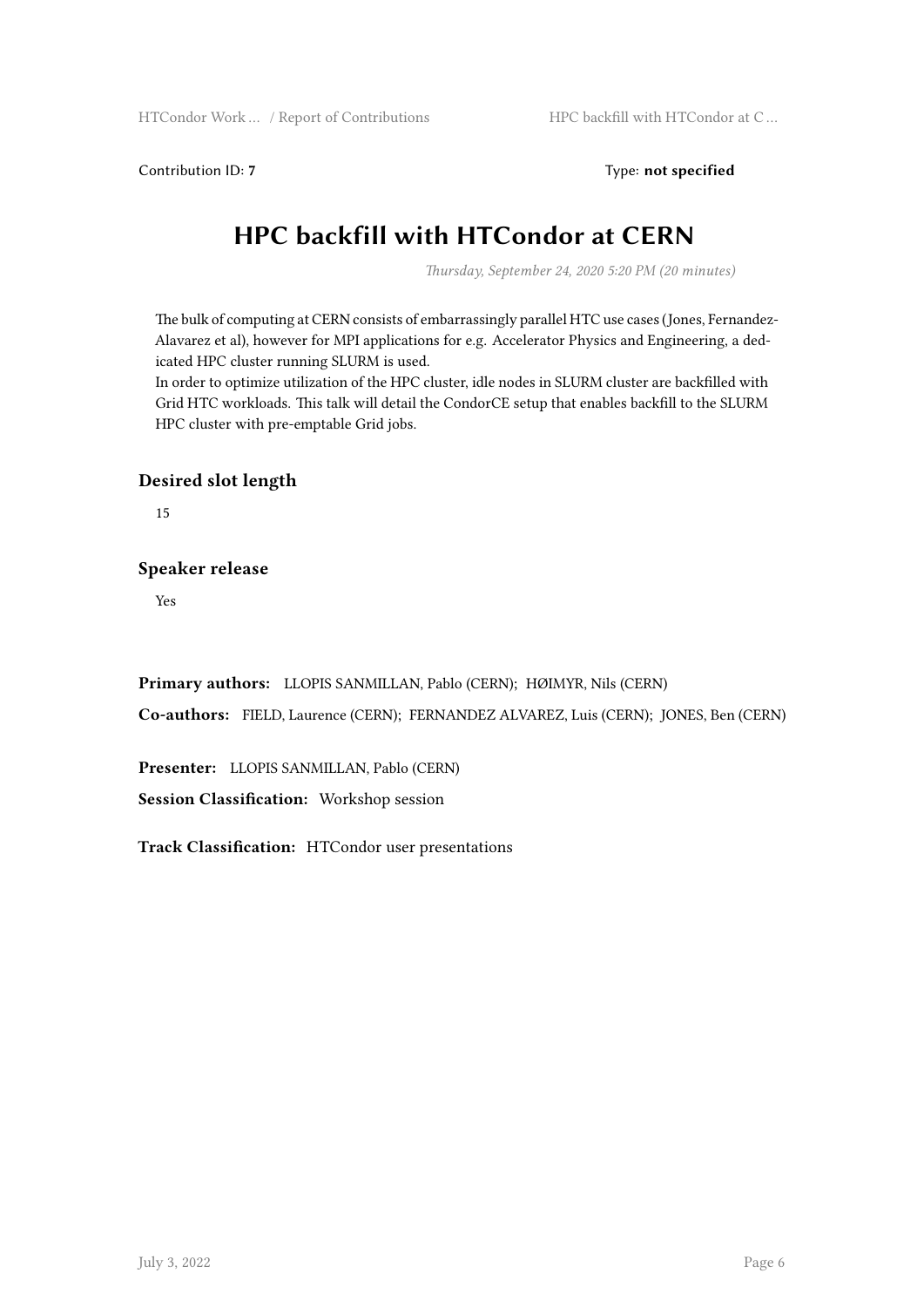Contribution ID: **7** Type: **not specified**

# HPC backfill with HTCondor at CERN

*Thursday, September 24, 2020 5:20 PM (20 minutes)*

The bulk of computing at CERN consists of embarrassingly parallel HTC use cases (Jones, Fernandez-Alavarez et al), however for MPI applications for e.g. Accelerator Physics and Engineering, a dedicated HPC cluster running SLURM is used.
In order to optimize utilization of the HPC cluster, idle nodes in SLURM cluster are backfilled with Grid HTC workloads. This talk will detail the CondorCE setup that enables backfill to the SLURM HPC cluster with pre-emptable Grid jobs.

### Desired slot length

15

### Speaker release

Yes

**Primary authors:** LLOPIS SANMILLAN, Pablo (CERN); HØIMYR, Nils (CERN)

**Co-authors:** FIELD, Laurence (CERN); FERNANDEZ ALVAREZ, Luis (CERN); JONES, Ben (CERN)

**Presenter:** LLOPIS SANMILLAN, Pablo (CERN)

**Session Classification:** Workshop session

**Track Classification:** HTCondor user presentations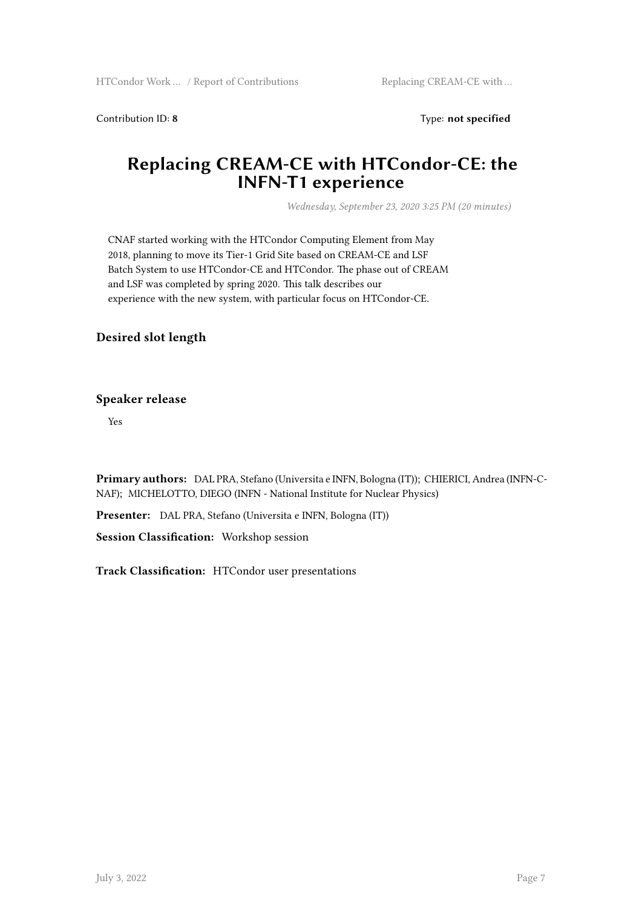Contribution ID: **8** Type: **not specified**

# Replacing CREAM-CE with HTCondor-CE: the INFN-T1 experience

*Wednesday, September 23, 2020 3:25 PM (20 minutes)*

CNAF started working with the HTCondor Computing Element from May 2018, planning to move its Tier-1 Grid Site based on CREAM-CE and LSF Batch System to use HTCondor-CE and HTCondor. The phase out of CREAM and LSF was completed by spring 2020. This talk describes our experience with the new system, with particular focus on HTCondor-CE.

### Desired slot length

### Speaker release

Yes

**Primary authors:** DAL PRA, Stefano (Universita e INFN, Bologna (IT)); CHIERICI, Andrea (INFN-CNAF); MICHELOTTO, DIEGO (INFN - National Institute for Nuclear Physics)

**Presenter:** DAL PRA, Stefano (Universita e INFN, Bologna (IT))

**Session Classification:** Workshop session

**Track Classification:** HTCondor user presentations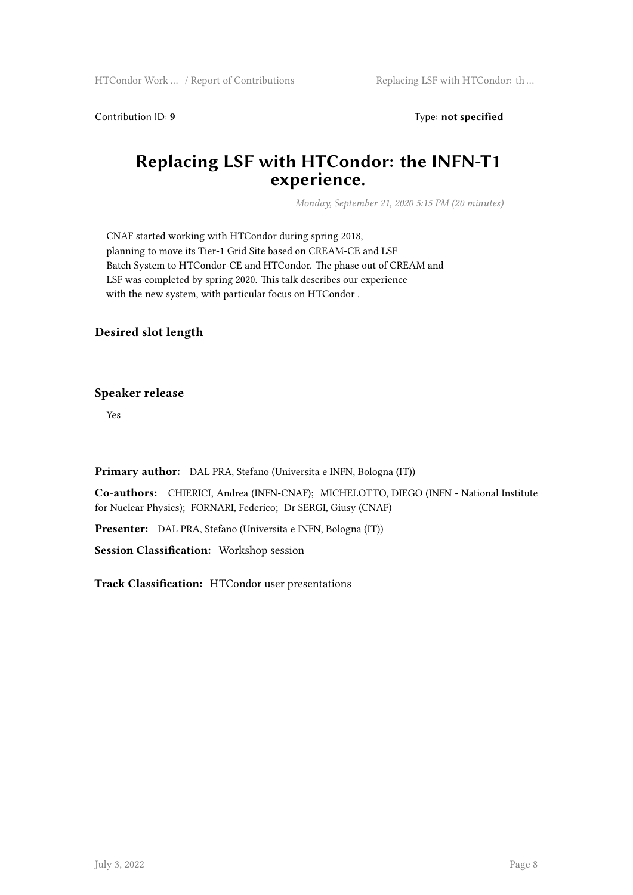Contribution ID: **9** Type: **not specified**

# Replacing LSF with HTCondor: the INFN-T1 experience.

*Monday, September 21, 2020 5:15 PM (20 minutes)*

CNAF started working with HTCondor during spring 2018, planning to move its Tier-1 Grid Site based on CREAM-CE and LSF Batch System to HTCondor-CE and HTCondor. The phase out of CREAM and LSF was completed by spring 2020. This talk describes our experience with the new system, with particular focus on HTCondor .

### Desired slot length

### Speaker release

Yes

**Primary author:** DAL PRA, Stefano (Universita e INFN, Bologna (IT))

**Co-authors:** CHIERICI, Andrea (INFN-CNAF); MICHELOTTO, DIEGO (INFN - National Institute for Nuclear Physics); FORNARI, Federico; Dr SERGI, Giusy (CNAF)

**Presenter:** DAL PRA, Stefano (Universita e INFN, Bologna (IT))

**Session Classification:** Workshop session

**Track Classification:** HTCondor user presentations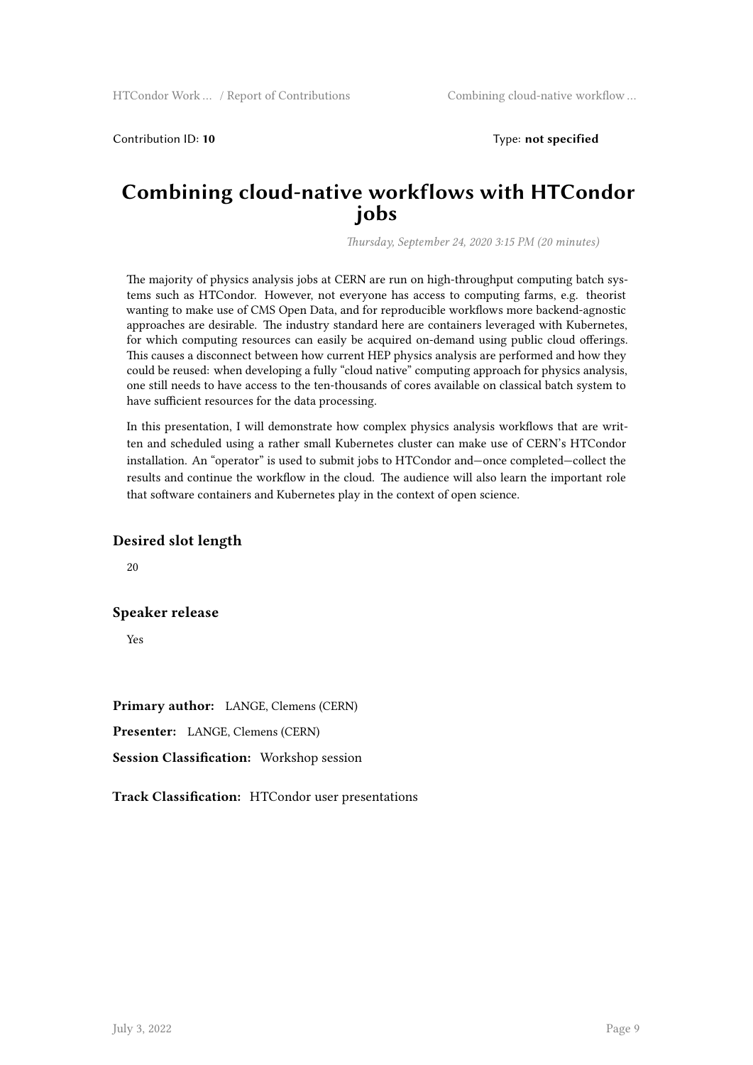Contribution ID: **10** Type: **not specified**

# Combining cloud-native workflows with HTCondor jobs

*Thursday, September 24, 2020 3:15 PM (20 minutes)*

The majority of physics analysis jobs at CERN are run on high-throughput computing batch systems such as HTCondor. However, not everyone has access to computing farms, e.g. theorist wanting to make use of CMS Open Data, and for reproducible workflows more backend-agnostic approaches are desirable. The industry standard here are containers leveraged with Kubernetes, for which computing resources can easily be acquired on-demand using public cloud offerings. This causes a disconnect between how current HEP physics analysis are performed and how they could be reused: when developing a fully "cloud native" computing approach for physics analysis, one still needs to have access to the ten-thousands of cores available on classical batch system to have sufficient resources for the data processing.

In this presentation, I will demonstrate how complex physics analysis workflows that are written and scheduled using a rather small Kubernetes cluster can make use of CERN's HTCondor installation. An "operator" is used to submit jobs to HTCondor and—once completed—collect the results and continue the workflow in the cloud. The audience will also learn the important role that software containers and Kubernetes play in the context of open science.

### Desired slot length

20

### Speaker release

Yes

**Primary author:** LANGE, Clemens (CERN)

**Presenter:** LANGE, Clemens (CERN)

**Session Classification:** Workshop session

**Track Classification:** HTCondor user presentations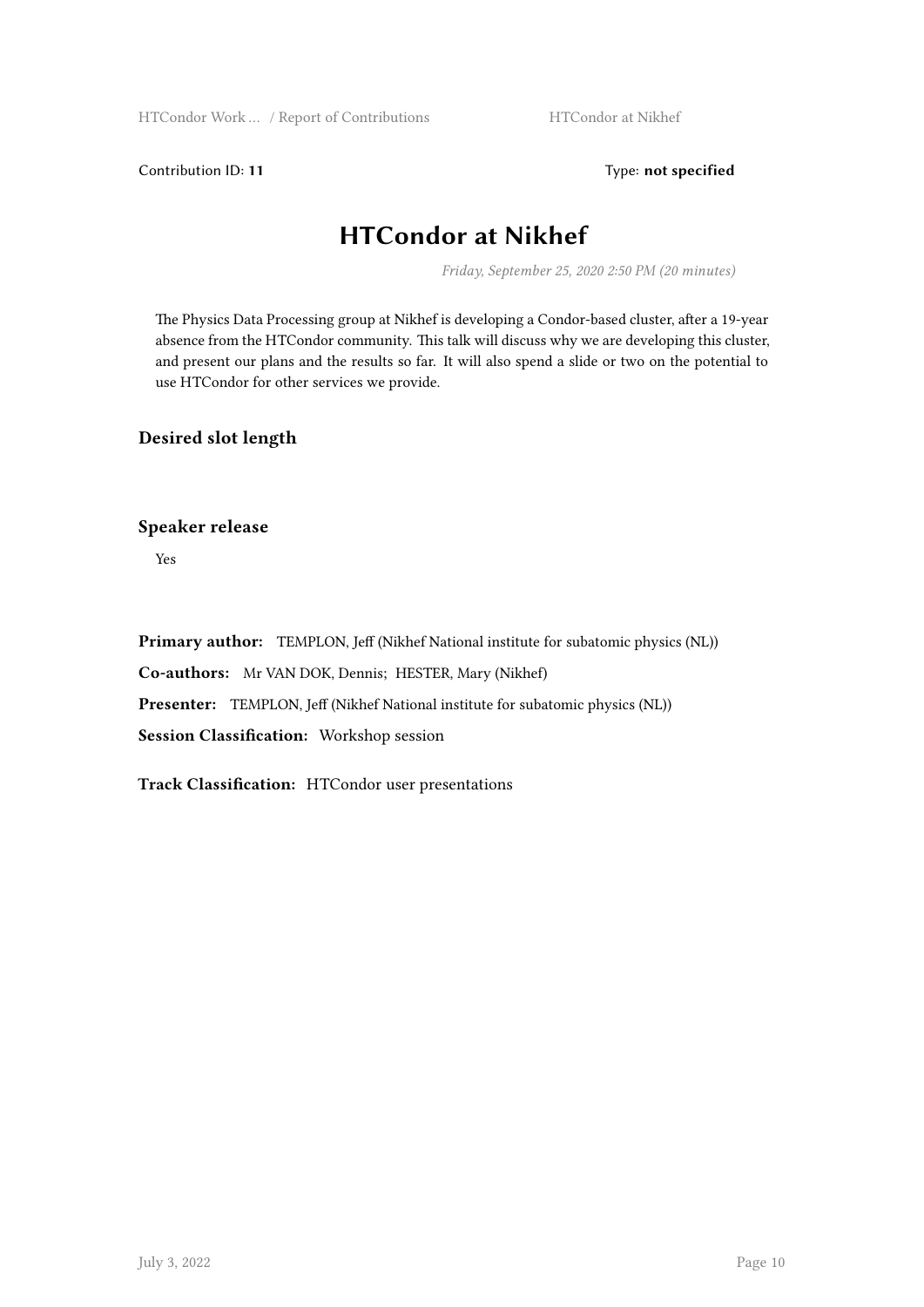Contribution ID: **11** Type: **not specified**

# HTCondor at Nikhef

*Friday, September 25, 2020 2:50 PM (20 minutes)*

The Physics Data Processing group at Nikhef is developing a Condor-based cluster, after a 19-year absence from the HTCondor community. This talk will discuss why we are developing this cluster, and present our plans and the results so far. It will also spend a slide or two on the potential to use HTCondor for other services we provide.

### Desired slot length

### Speaker release

Yes

**Primary author:** TEMPLON, Jeff (Nikhef National institute for subatomic physics (NL))

**Co-authors:** Mr VAN DOK, Dennis; HESTER, Mary (Nikhef)

**Presenter:** TEMPLON, Jeff (Nikhef National institute for subatomic physics (NL))

**Session Classification:** Workshop session

**Track Classification:** HTCondor user presentations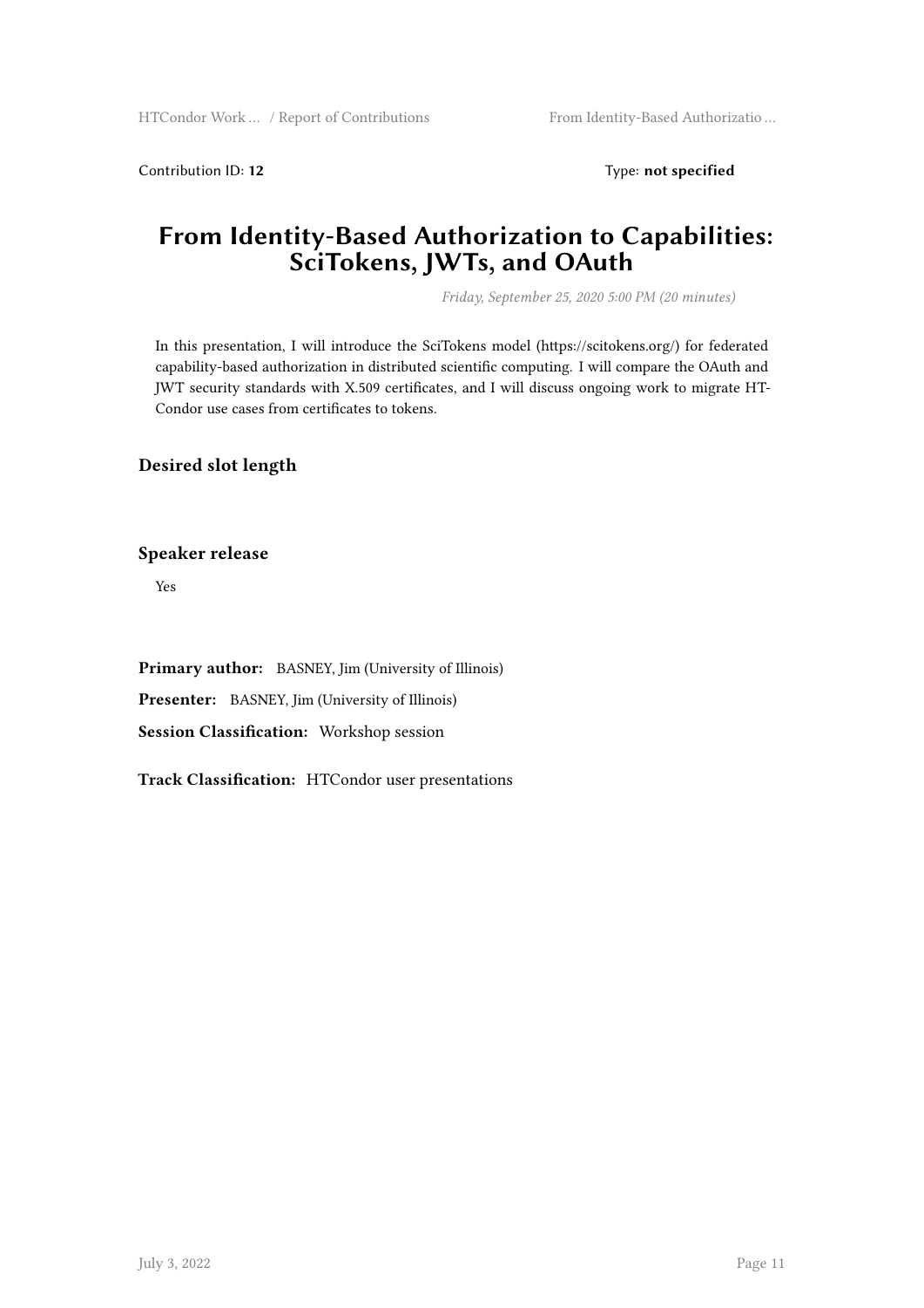Contribution ID: **12**  Type: **not specified**

# From Identity-Based Authorization to Capabilities: SciTokens, JWTs, and OAuth

*Friday, September 25, 2020 5:00 PM (20 minutes)*

In this presentation, I will introduce the SciTokens model (https://scitokens.org/) for federated capability-based authorization in distributed scientific computing. I will compare the OAuth and JWT security standards with X.509 certificates, and I will discuss ongoing work to migrate HT-Condor use cases from certificates to tokens.

### Desired slot length

### Speaker release

Yes

**Primary author:** BASNEY, Jim (University of Illinois)

**Presenter:** BASNEY, Jim (University of Illinois)

**Session Classification:** Workshop session

**Track Classification:** HTCondor user presentations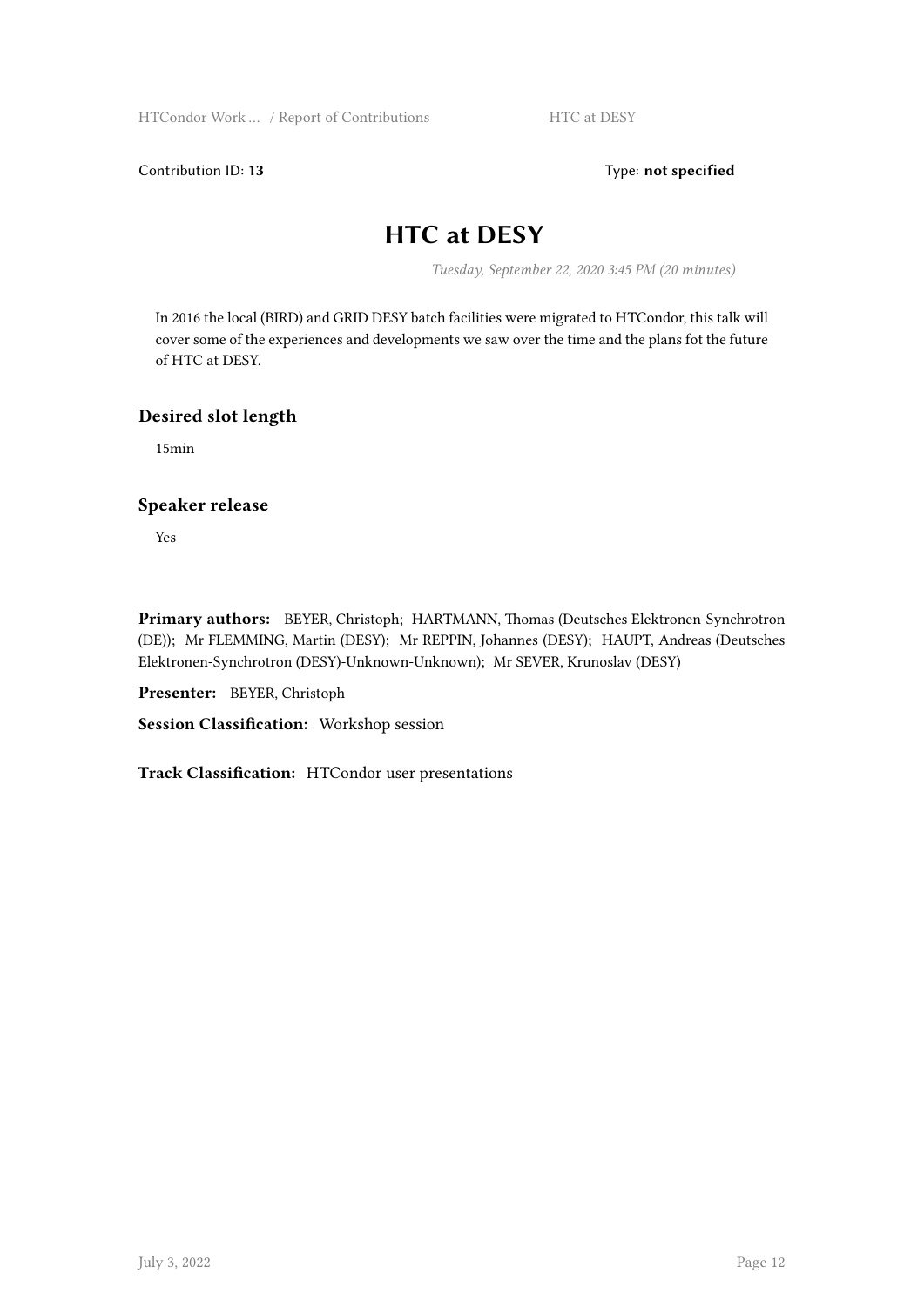Contribution ID: **13** Type: **not specified**

# HTC at DESY

*Tuesday, September 22, 2020 3:45 PM (20 minutes)*

In 2016 the local (BIRD) and GRID DESY batch facilities were migrated to HTCondor, this talk will cover some of the experiences and developments we saw over the time and the plans fot the future of HTC at DESY.

### Desired slot length

15min

### Speaker release

Yes

**Primary authors:** BEYER, Christoph; HARTMANN, Thomas (Deutsches Elektronen-Synchrotron (DE)); Mr FLEMMING, Martin (DESY); Mr REPPIN, Johannes (DESY); HAUPT, Andreas (Deutsches Elektronen-Synchrotron (DESY)-Unknown-Unknown); Mr SEVER, Krunoslav (DESY)

**Presenter:** BEYER, Christoph

**Session Classification:** Workshop session

**Track Classification:** HTCondor user presentations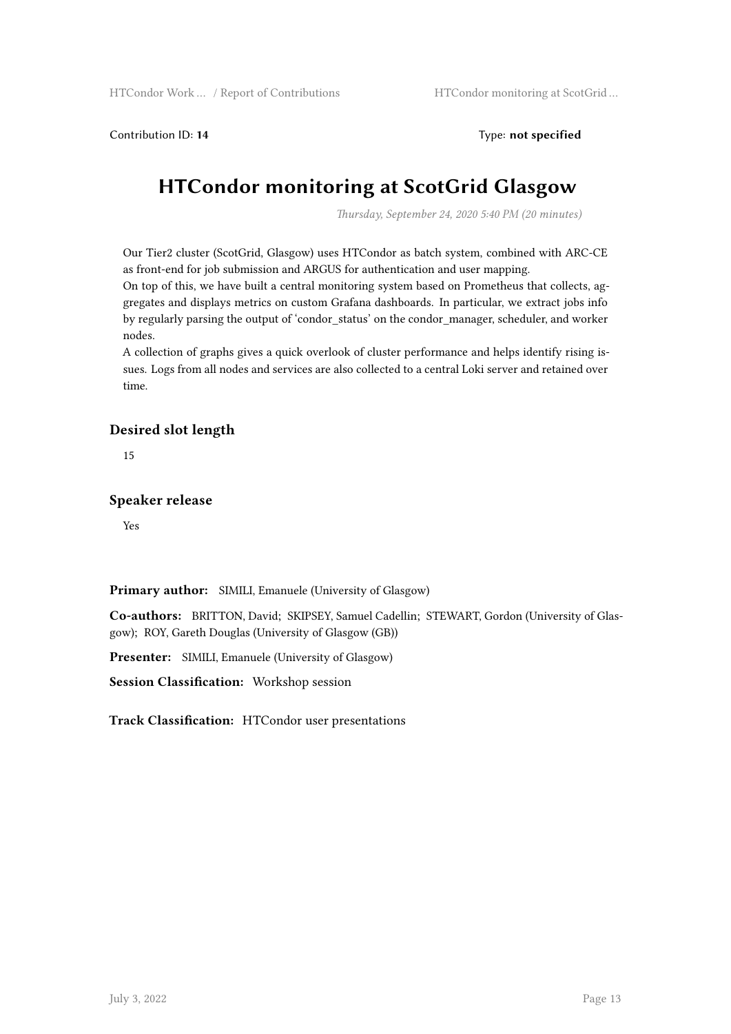Contribution ID: **14** Type: **not specified**

# HTCondor monitoring at ScotGrid Glasgow

*Thursday, September 24, 2020 5:40 PM (20 minutes)*

Our Tier2 cluster (ScotGrid, Glasgow) uses HTCondor as batch system, combined with ARC-CE as front-end for job submission and ARGUS for authentication and user mapping.
On top of this, we have built a central monitoring system based on Prometheus that collects, aggregates and displays metrics on custom Grafana dashboards. In particular, we extract jobs info by regularly parsing the output of 'condor_status' on the condor_manager, scheduler, and worker nodes.
A collection of graphs gives a quick overlook of cluster performance and helps identify rising issues. Logs from all nodes and services are also collected to a central Loki server and retained over time.

## Desired slot length

15

## Speaker release

Yes

**Primary author:** SIMILI, Emanuele (University of Glasgow)

**Co-authors:** BRITTON, David; SKIPSEY, Samuel Cadellin; STEWART, Gordon (University of Glasgow); ROY, Gareth Douglas (University of Glasgow (GB))

**Presenter:** SIMILI, Emanuele (University of Glasgow)

**Session Classification:** Workshop session

**Track Classification:** HTCondor user presentations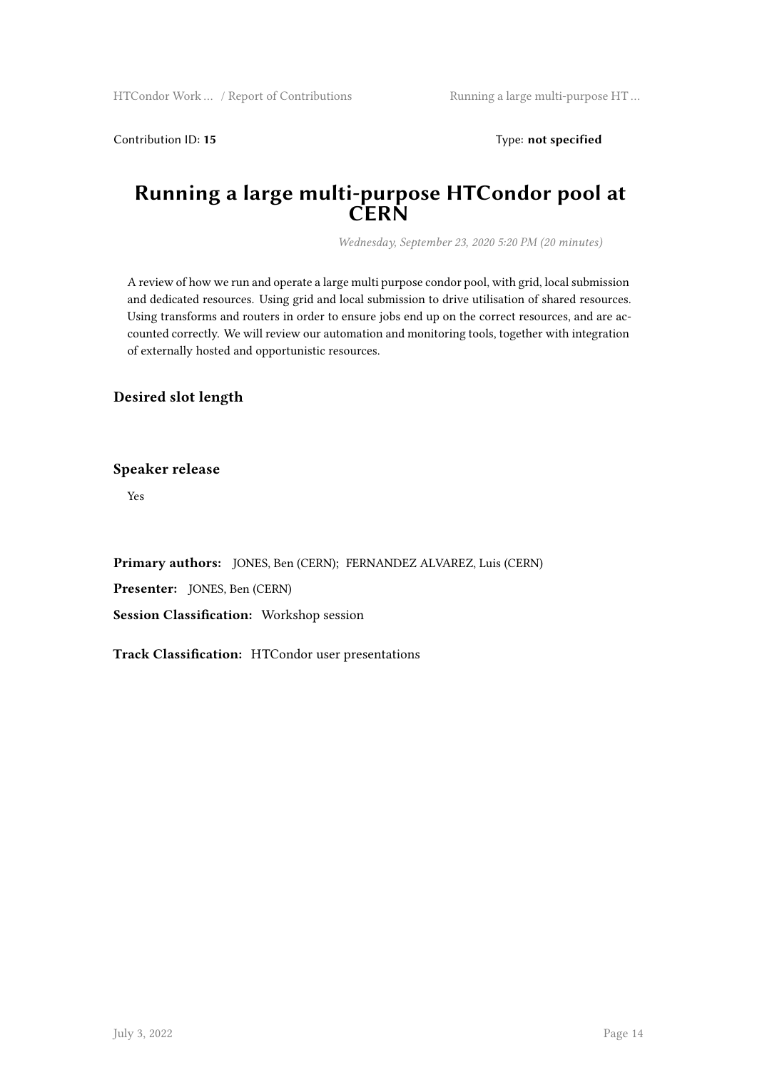Contribution ID: **15** Type: **not specified**

# Running a large multi-purpose HTCondor pool at CERN

*Wednesday, September 23, 2020 5:20 PM (20 minutes)*

A review of how we run and operate a large multi purpose condor pool, with grid, local submission and dedicated resources. Using grid and local submission to drive utilisation of shared resources. Using transforms and routers in order to ensure jobs end up on the correct resources, and are accounted correctly. We will review our automation and monitoring tools, together with integration of externally hosted and opportunistic resources.

### Desired slot length

### Speaker release

Yes

**Primary authors:** JONES, Ben (CERN); FERNANDEZ ALVAREZ, Luis (CERN)

**Presenter:** JONES, Ben (CERN)

**Session Classification:** Workshop session

**Track Classification:** HTCondor user presentations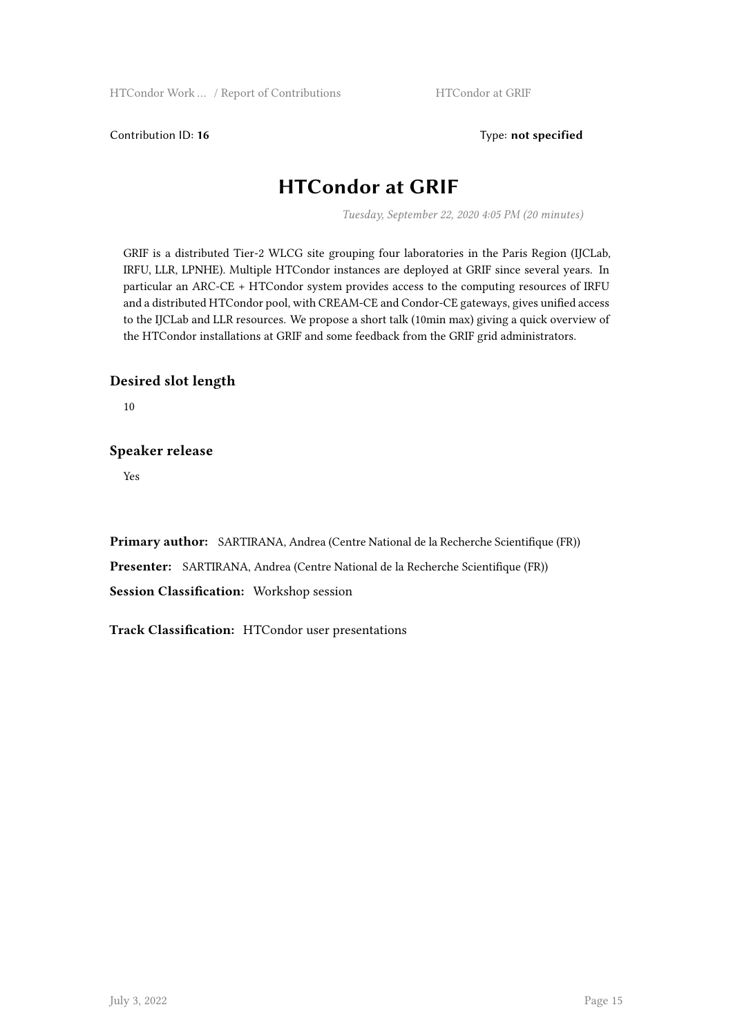Contribution ID: **16** Type: **not specified**

# HTCondor at GRIF

*Tuesday, September 22, 2020 4:05 PM (20 minutes)*

GRIF is a distributed Tier-2 WLCG site grouping four laboratories in the Paris Region (IJCLab, IRFU, LLR, LPNHE). Multiple HTCondor instances are deployed at GRIF since several years. In particular an ARC-CE + HTCondor system provides access to the computing resources of IRFU and a distributed HTCondor pool, with CREAM-CE and Condor-CE gateways, gives unified access to the IJCLab and LLR resources. We propose a short talk (10min max) giving a quick overview of the HTCondor installations at GRIF and some feedback from the GRIF grid administrators.

## Desired slot length

10

## Speaker release

Yes

**Primary author:** SARTIRANA, Andrea (Centre National de la Recherche Scientifique (FR))

**Presenter:** SARTIRANA, Andrea (Centre National de la Recherche Scientifique (FR))

**Session Classification:** Workshop session

**Track Classification:** HTCondor user presentations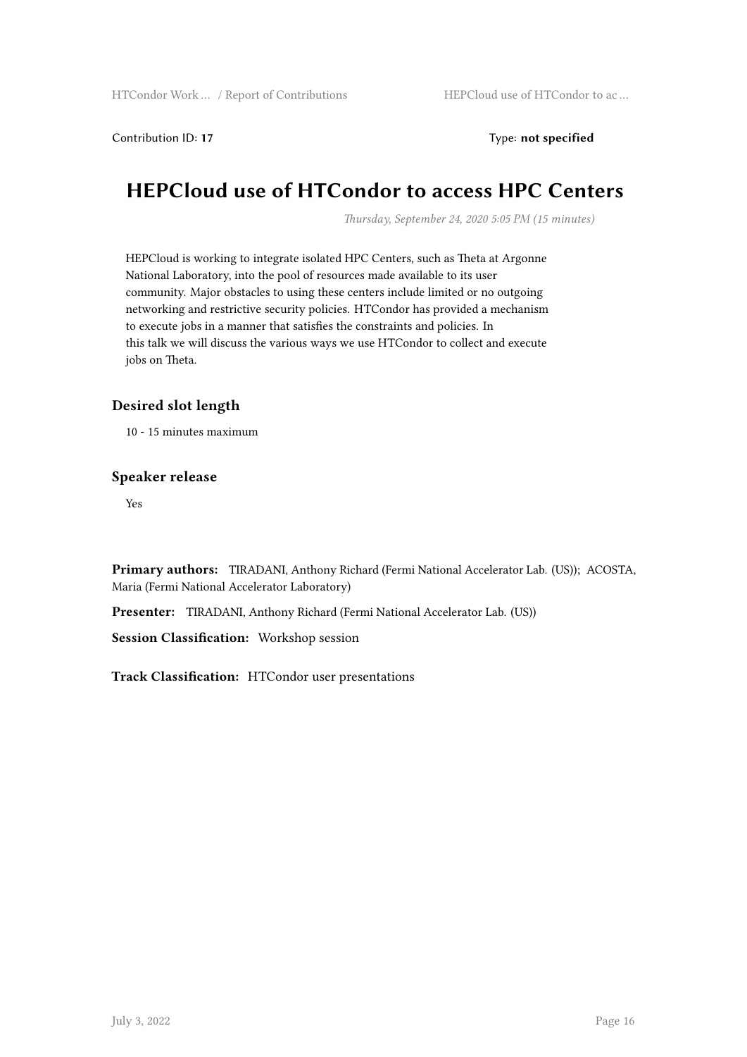Contribution ID: **17** Type: **not specified**

# HEPCloud use of HTCondor to access HPC Centers

*Thursday, September 24, 2020 5:05 PM (15 minutes)*

HEPCloud is working to integrate isolated HPC Centers, such as Theta at Argonne National Laboratory, into the pool of resources made available to its user community. Major obstacles to using these centers include limited or no outgoing networking and restrictive security policies. HTCondor has provided a mechanism to execute jobs in a manner that satisfies the constraints and policies. In this talk we will discuss the various ways we use HTCondor to collect and execute jobs on Theta.

### Desired slot length

10 - 15 minutes maximum

### Speaker release

Yes

**Primary authors:** TIRADANI, Anthony Richard (Fermi National Accelerator Lab. (US)); ACOSTA, Maria (Fermi National Accelerator Laboratory)

**Presenter:** TIRADANI, Anthony Richard (Fermi National Accelerator Lab. (US))

**Session Classification:** Workshop session

**Track Classification:** HTCondor user presentations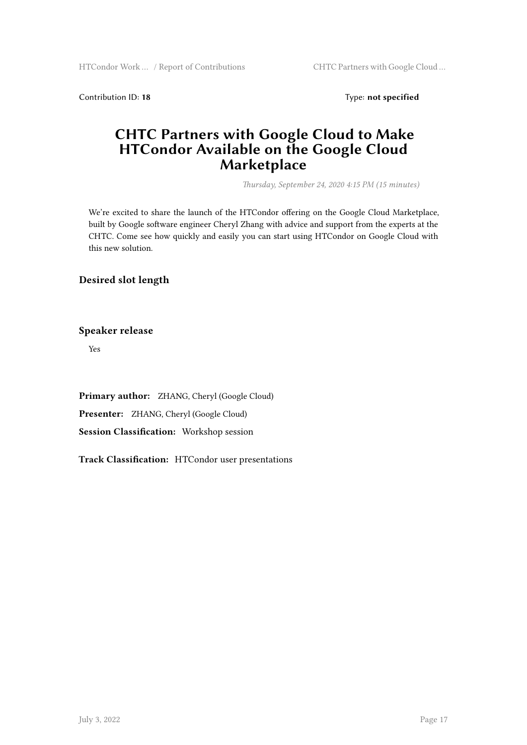Contribution ID: **18** Type: **not specified**

# CHTC Partners with Google Cloud to Make HTCondor Available on the Google Cloud Marketplace

*Thursday, September 24, 2020 4:15 PM (15 minutes)*

We're excited to share the launch of the HTCondor offering on the Google Cloud Marketplace, built by Google software engineer Cheryl Zhang with advice and support from the experts at the CHTC. Come see how quickly and easily you can start using HTCondor on Google Cloud with this new solution.

## Desired slot length

## Speaker release

Yes

**Primary author:** ZHANG, Cheryl (Google Cloud)

**Presenter:** ZHANG, Cheryl (Google Cloud)

**Session Classification:** Workshop session

**Track Classification:** HTCondor user presentations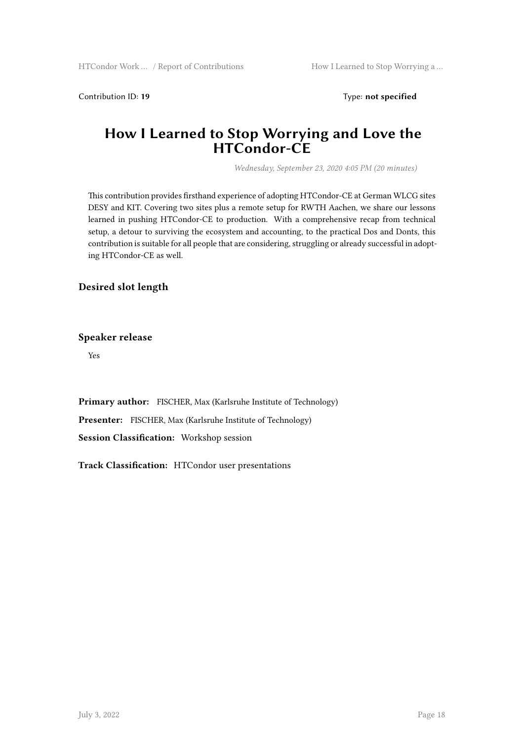Contribution ID: **19** Type: **not specified**

# How I Learned to Stop Worrying and Love the HTCondor-CE

*Wednesday, September 23, 2020 4:05 PM (20 minutes)*

This contribution provides firsthand experience of adopting HTCondor-CE at German WLCG sites DESY and KIT. Covering two sites plus a remote setup for RWTH Aachen, we share our lessons learned in pushing HTCondor-CE to production. With a comprehensive recap from technical setup, a detour to surviving the ecosystem and accounting, to the practical Dos and Donts, this contribution is suitable for all people that are considering, struggling or already successful in adopting HTCondor-CE as well.

### Desired slot length

### Speaker release

Yes

**Primary author:** FISCHER, Max (Karlsruhe Institute of Technology)

**Presenter:** FISCHER, Max (Karlsruhe Institute of Technology)

**Session Classification:** Workshop session

**Track Classification:** HTCondor user presentations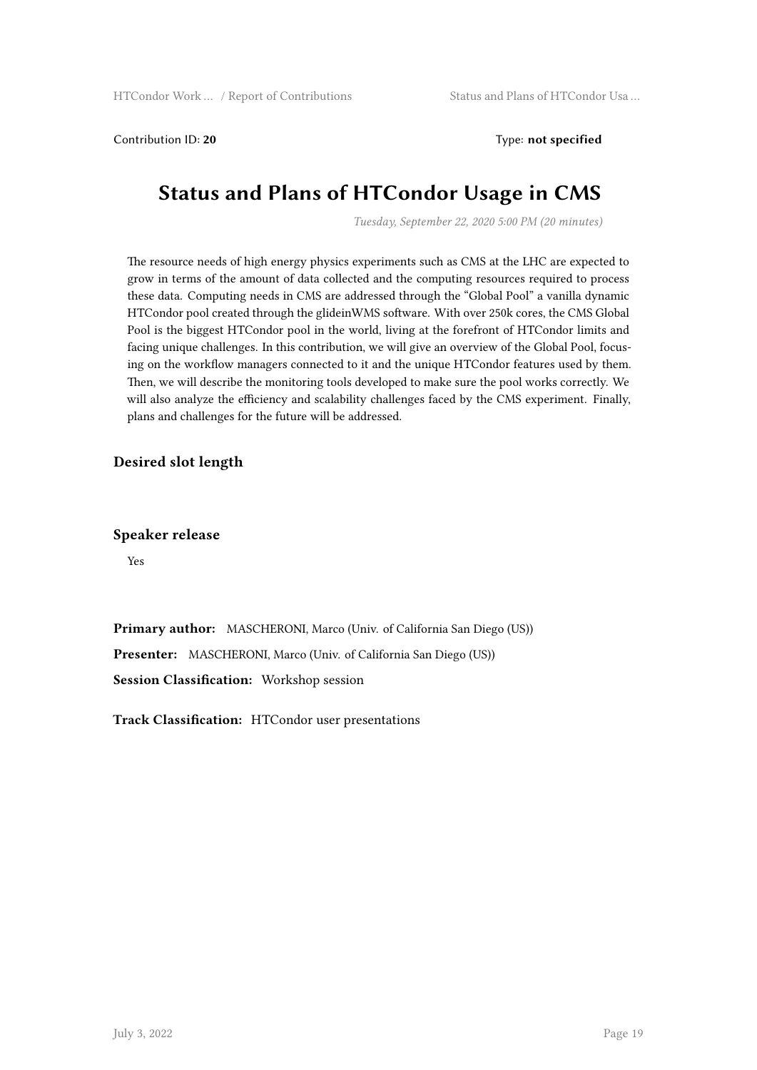Contribution ID: **20** Type: **not specified**

# Status and Plans of HTCondor Usage in CMS

*Tuesday, September 22, 2020 5:00 PM (20 minutes)*

The resource needs of high energy physics experiments such as CMS at the LHC are expected to grow in terms of the amount of data collected and the computing resources required to process these data. Computing needs in CMS are addressed through the "Global Pool" a vanilla dynamic HTCondor pool created through the glideinWMS software. With over 250k cores, the CMS Global Pool is the biggest HTCondor pool in the world, living at the forefront of HTCondor limits and facing unique challenges. In this contribution, we will give an overview of the Global Pool, focusing on the workflow managers connected to it and the unique HTCondor features used by them. Then, we will describe the monitoring tools developed to make sure the pool works correctly. We will also analyze the efficiency and scalability challenges faced by the CMS experiment. Finally, plans and challenges for the future will be addressed.

### Desired slot length

### Speaker release

Yes

**Primary author:** MASCHERONI, Marco (Univ. of California San Diego (US))

**Presenter:** MASCHERONI, Marco (Univ. of California San Diego (US))

**Session Classification:** Workshop session

**Track Classification:** HTCondor user presentations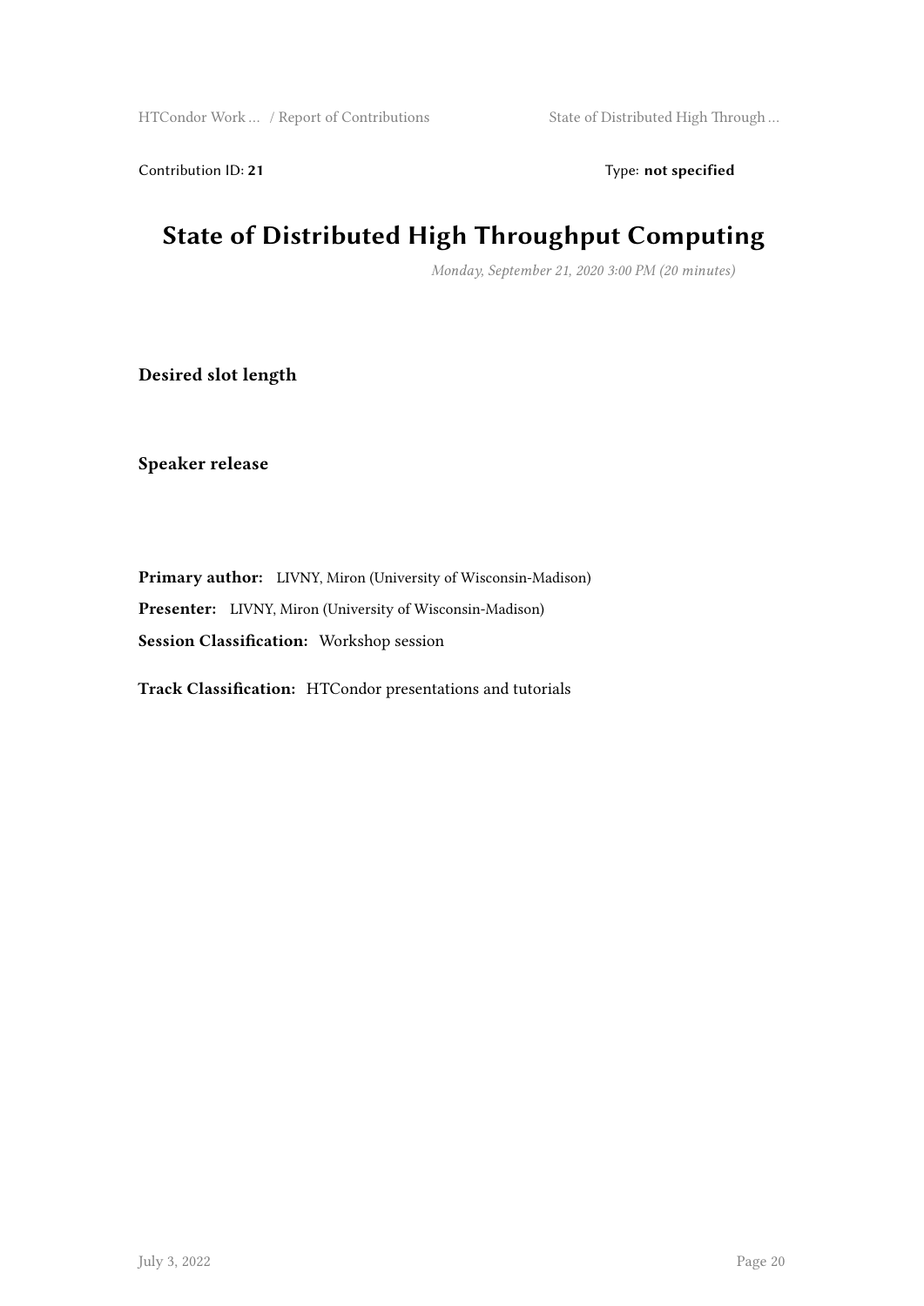Contribution ID: **21** Type: **not specified**

# State of Distributed High Throughput Computing

*Monday, September 21, 2020 3:00 PM (20 minutes)*

**Desired slot length**

**Speaker release**

**Primary author:** LIVNY, Miron (University of Wisconsin-Madison)

**Presenter:** LIVNY, Miron (University of Wisconsin-Madison)

**Session Classification:** Workshop session

**Track Classification:** HTCondor presentations and tutorials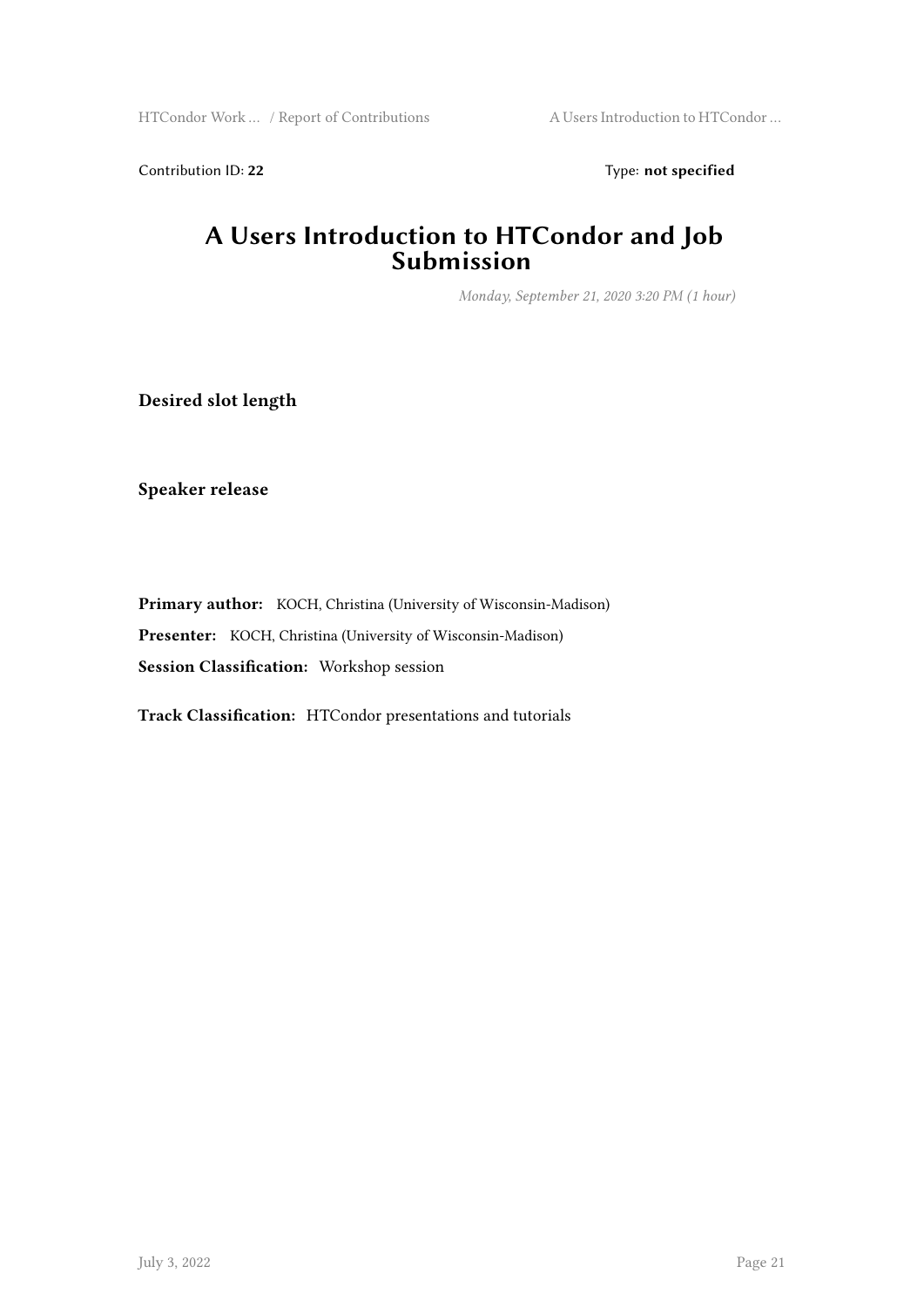Contribution ID: **22** Type: **not specified**

# A Users Introduction to HTCondor and Job Submission

*Monday, September 21, 2020 3:20 PM (1 hour)*

**Desired slot length**

**Speaker release**

**Primary author:** KOCH, Christina (University of Wisconsin-Madison)

**Presenter:** KOCH, Christina (University of Wisconsin-Madison)

**Session Classification:** Workshop session

**Track Classification:** HTCondor presentations and tutorials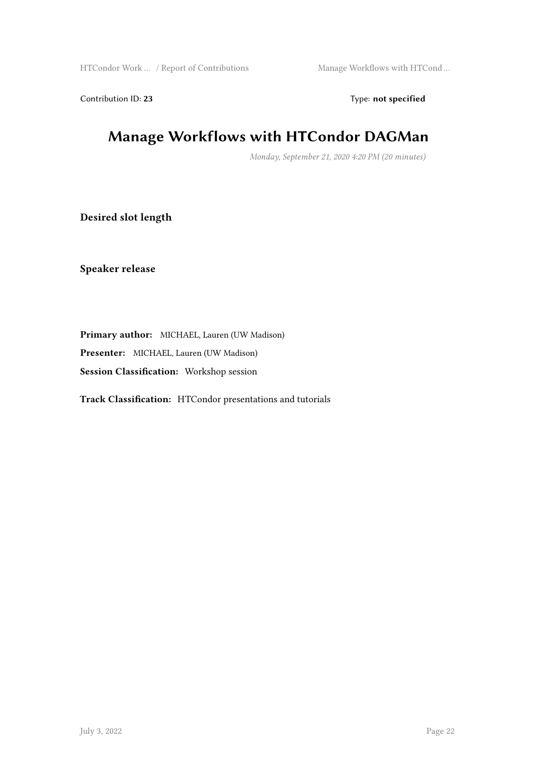Contribution ID: **23** Type: **not specified**

# Manage Workflows with HTCondor DAGMan

*Monday, September 21, 2020 4:20 PM (20 minutes)*

**Desired slot length**

**Speaker release**

**Primary author:** MICHAEL, Lauren (UW Madison)

**Presenter:** MICHAEL, Lauren (UW Madison)

**Session Classification:** Workshop session

**Track Classification:** HTCondor presentations and tutorials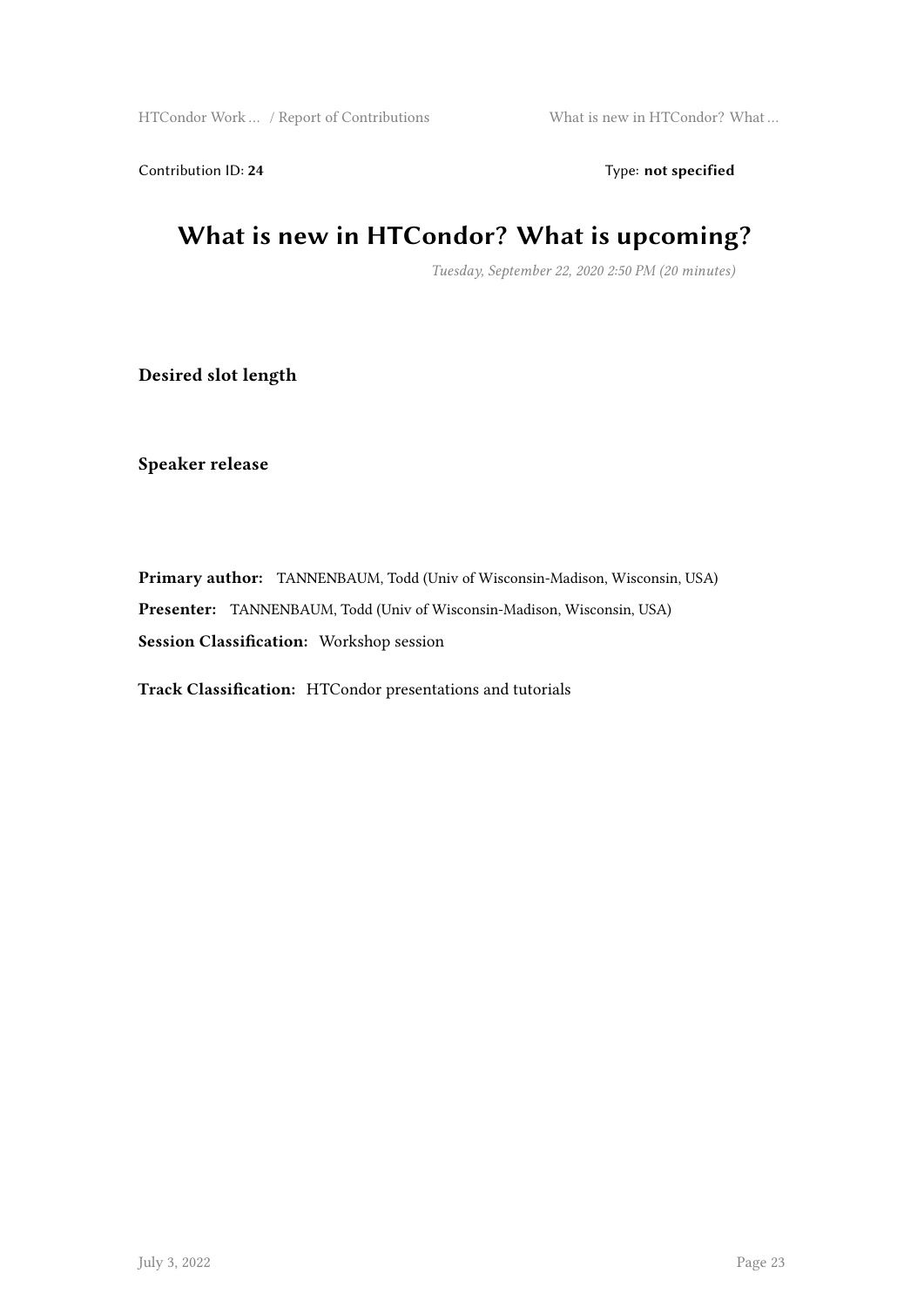Contribution ID: **24** Type: **not specified**

# What is new in HTCondor? What is upcoming?

*Tuesday, September 22, 2020 2:50 PM (20 minutes)*

**Desired slot length**

**Speaker release**

**Primary author:** TANNENBAUM, Todd (Univ of Wisconsin-Madison, Wisconsin, USA)

**Presenter:** TANNENBAUM, Todd (Univ of Wisconsin-Madison, Wisconsin, USA)

**Session Classification:** Workshop session

**Track Classification:** HTCondor presentations and tutorials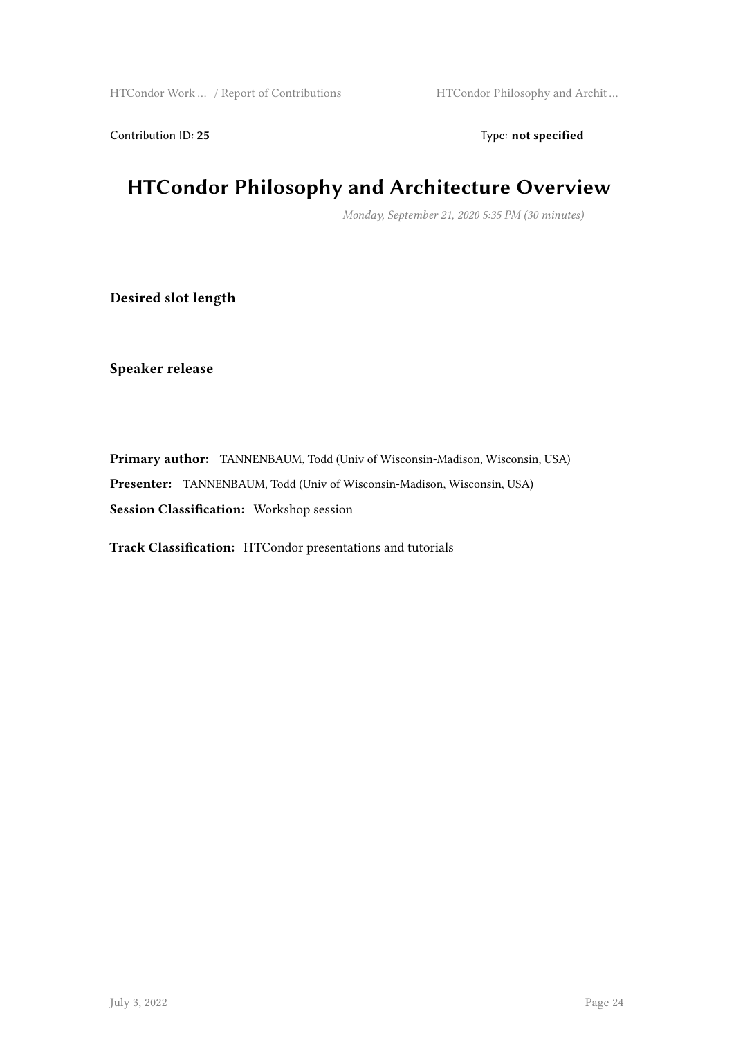Contribution ID: **25** Type: **not specified**

# HTCondor Philosophy and Architecture Overview

*Monday, September 21, 2020 5:35 PM (30 minutes)*

**Desired slot length**

**Speaker release**

**Primary author:** TANNENBAUM, Todd (Univ of Wisconsin-Madison, Wisconsin, USA)

**Presenter:** TANNENBAUM, Todd (Univ of Wisconsin-Madison, Wisconsin, USA)

**Session Classification:** Workshop session

**Track Classification:** HTCondor presentations and tutorials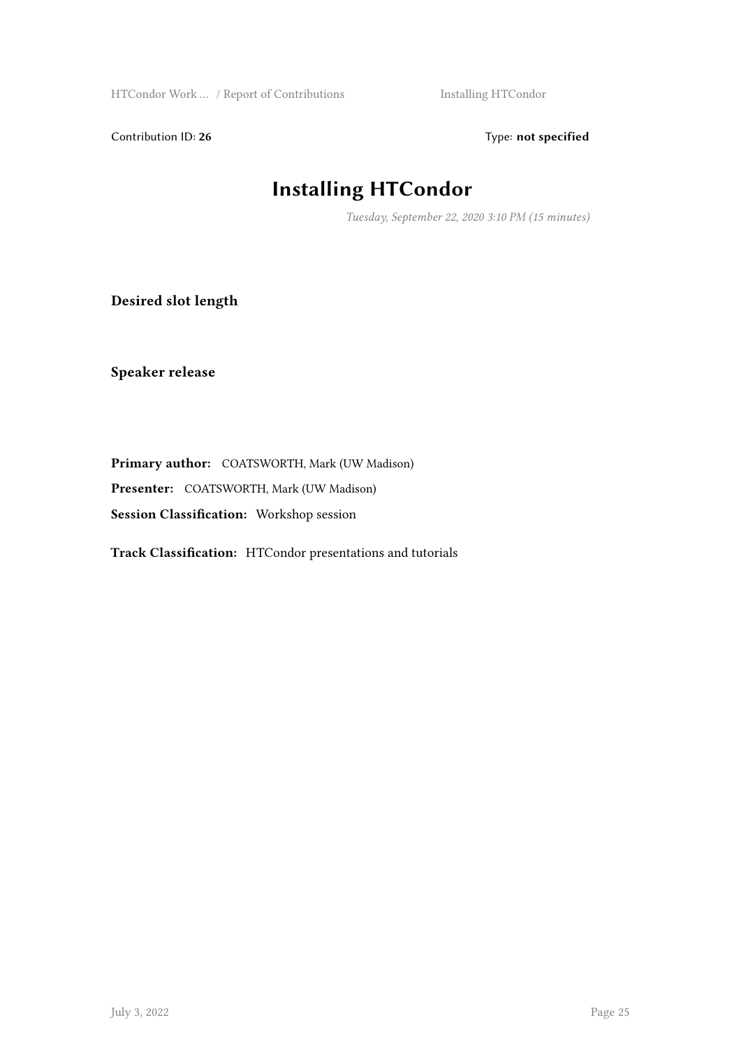Contribution ID: **26** Type: **not specified**

# Installing HTCondor

*Tuesday, September 22, 2020 3:10 PM (15 minutes)*

**Desired slot length**

**Speaker release**

**Primary author:** COATSWORTH, Mark (UW Madison)

**Presenter:** COATSWORTH, Mark (UW Madison)

**Session Classification:** Workshop session

**Track Classification:** HTCondor presentations and tutorials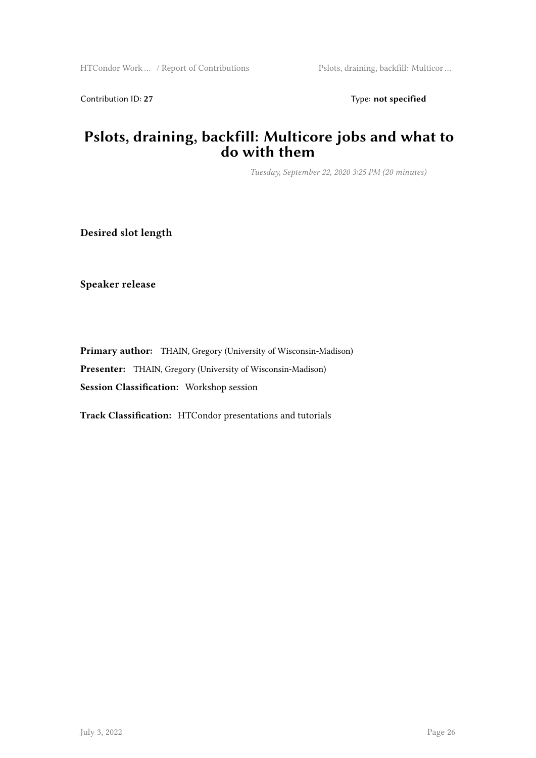Contribution ID: **27** Type: **not specified**

# Pslots, draining, backfill: Multicore jobs and what to do with them

*Tuesday, September 22, 2020 3:25 PM (20 minutes)*

**Desired slot length**

**Speaker release**

**Primary author:** THAIN, Gregory (University of Wisconsin-Madison)

**Presenter:** THAIN, Gregory (University of Wisconsin-Madison)

**Session Classification:** Workshop session

**Track Classification:** HTCondor presentations and tutorials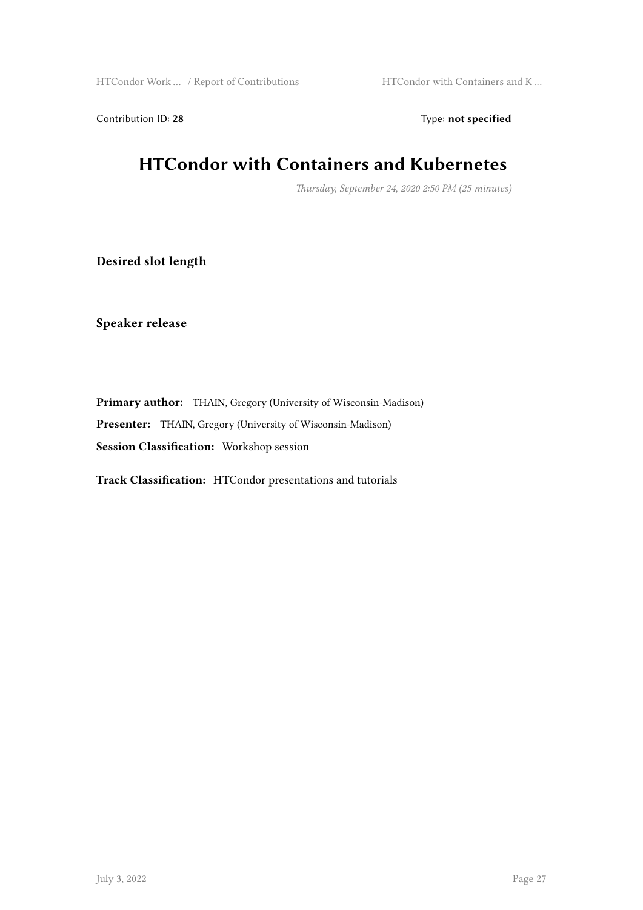Contribution ID: **28**

Type: **not specified**

# HTCondor with Containers and Kubernetes

*Thursday, September 24, 2020 2:50 PM (25 minutes)*

**Desired slot length**

**Speaker release**

**Primary author:** THAIN, Gregory (University of Wisconsin-Madison)

**Presenter:** THAIN, Gregory (University of Wisconsin-Madison)

**Session Classification:** Workshop session

**Track Classification:** HTCondor presentations and tutorials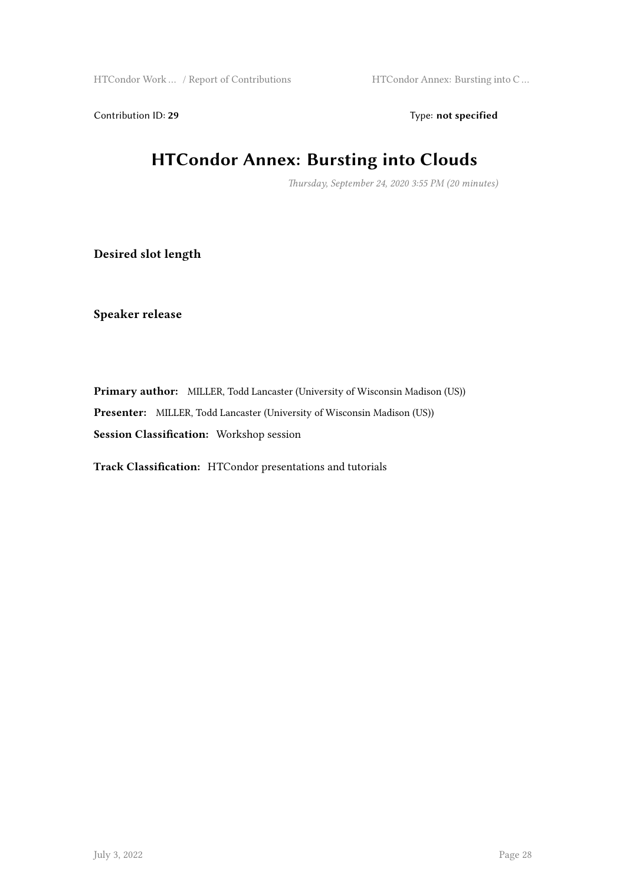Contribution ID: **29** Type: **not specified**

# HTCondor Annex: Bursting into Clouds

*Thursday, September 24, 2020 3:55 PM (20 minutes)*

**Desired slot length**

**Speaker release**

**Primary author:** MILLER, Todd Lancaster (University of Wisconsin Madison (US))

**Presenter:** MILLER, Todd Lancaster (University of Wisconsin Madison (US))

**Session Classification:** Workshop session

**Track Classification:** HTCondor presentations and tutorials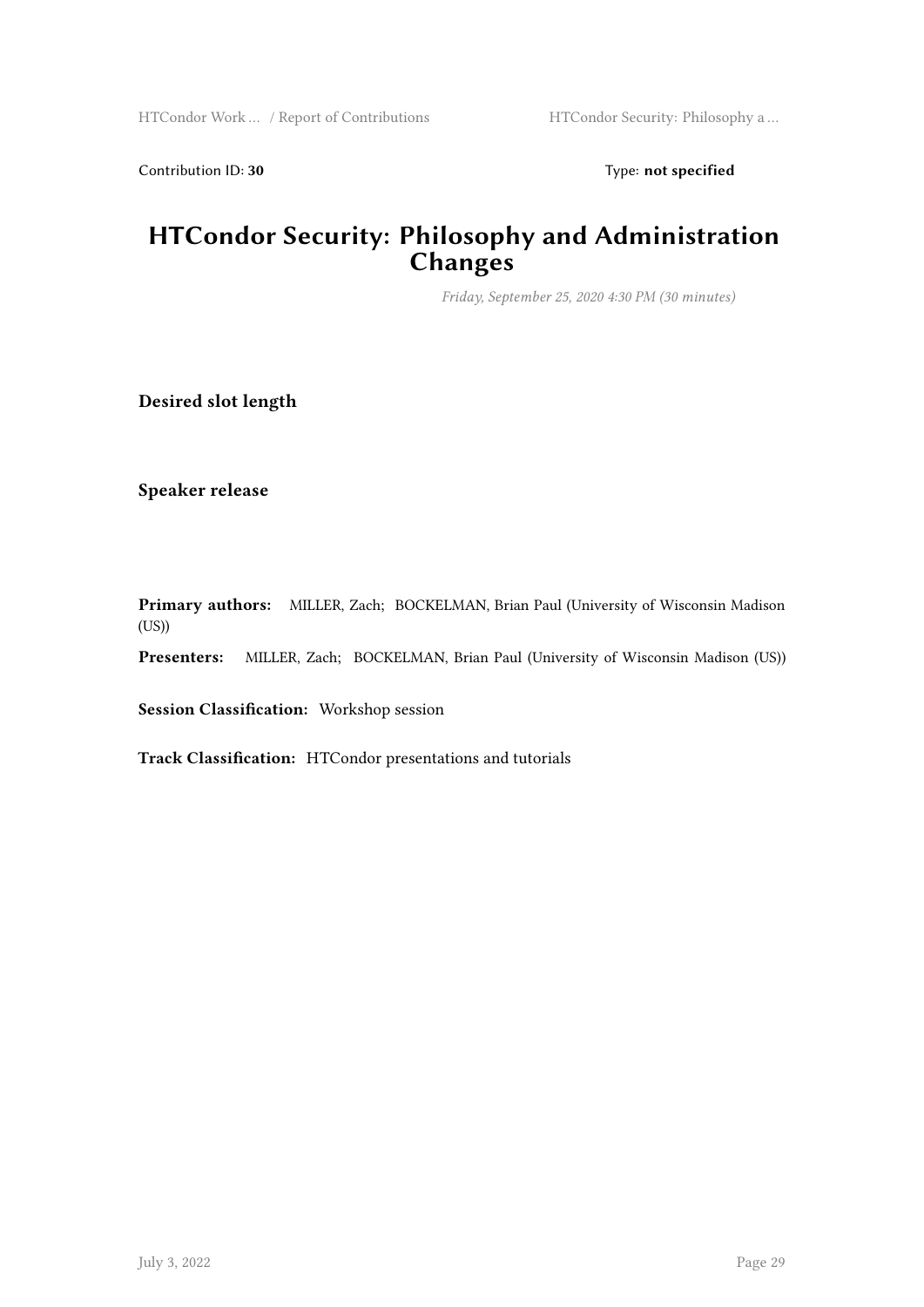Contribution ID: **30** Type: **not specified**

# HTCondor Security: Philosophy and Administration Changes

*Friday, September 25, 2020 4:30 PM (30 minutes)*

**Desired slot length**

**Speaker release**

**Primary authors:** MILLER, Zach; BOCKELMAN, Brian Paul (University of Wisconsin Madison (US))

**Presenters:** MILLER, Zach; BOCKELMAN, Brian Paul (University of Wisconsin Madison (US))

**Session Classification:** Workshop session

**Track Classification:** HTCondor presentations and tutorials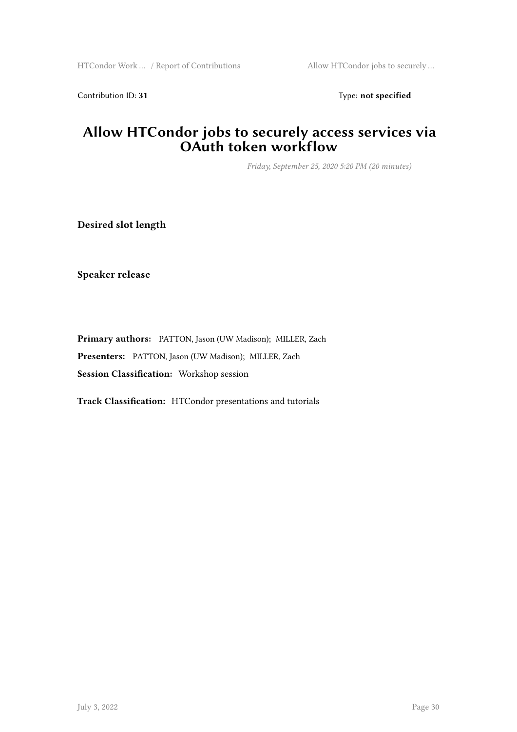Contribution ID: **31** Type: **not specified**

# Allow HTCondor jobs to securely access services via OAuth token workflow

*Friday, September 25, 2020 5:20 PM (20 minutes)*

**Desired slot length**

**Speaker release**

**Primary authors:** PATTON, Jason (UW Madison); MILLER, Zach

**Presenters:** PATTON, Jason (UW Madison); MILLER, Zach

**Session Classification:** Workshop session

**Track Classification:** HTCondor presentations and tutorials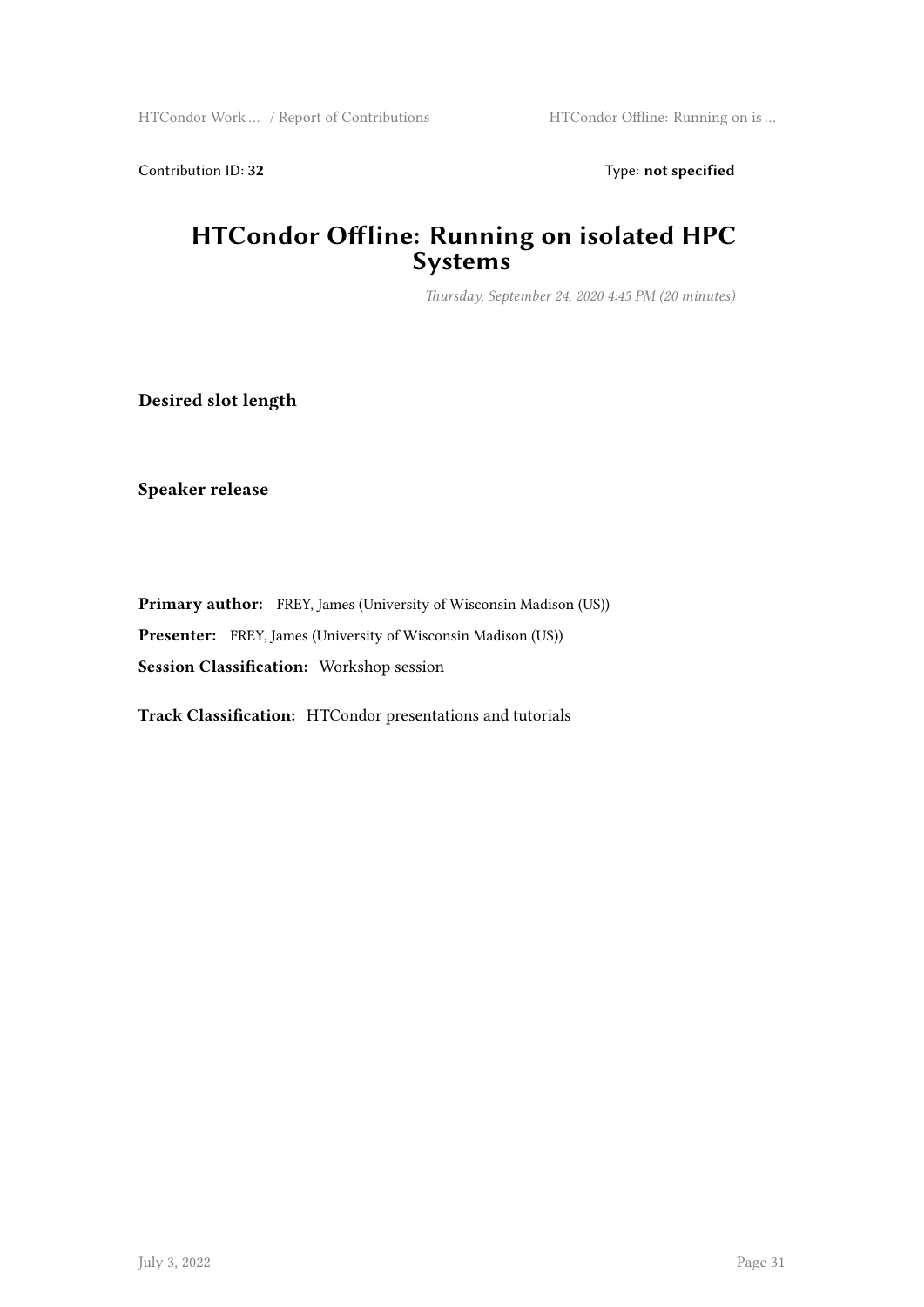Contribution ID: **32** Type: **not specified**

# HTCondor Offline: Running on isolated HPC Systems

*Thursday, September 24, 2020 4:45 PM (20 minutes)*

**Desired slot length**

**Speaker release**

**Primary author:** FREY, James (University of Wisconsin Madison (US))

**Presenter:** FREY, James (University of Wisconsin Madison (US))

**Session Classification:** Workshop session

**Track Classification:** HTCondor presentations and tutorials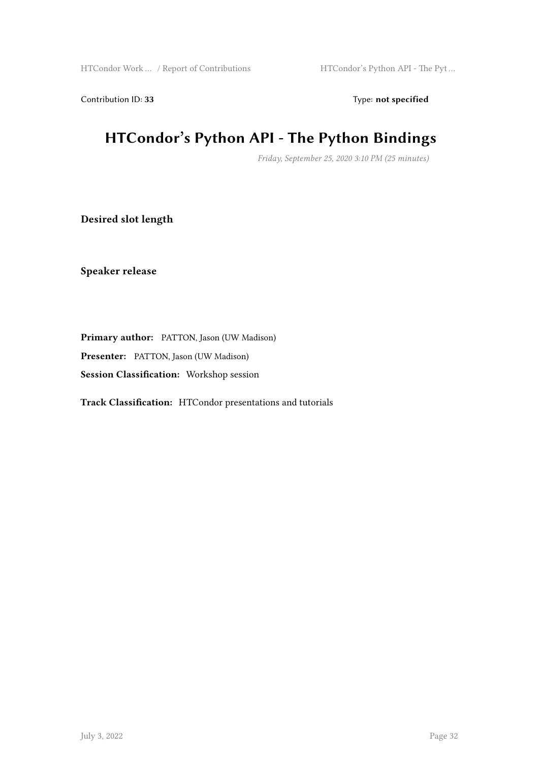Contribution ID: **33** Type: **not specified**

# HTCondor's Python API - The Python Bindings

*Friday, September 25, 2020 3:10 PM (25 minutes)*

**Desired slot length**

**Speaker release**

**Primary author:** PATTON, Jason (UW Madison)

**Presenter:** PATTON, Jason (UW Madison)

**Session Classification:** Workshop session

**Track Classification:** HTCondor presentations and tutorials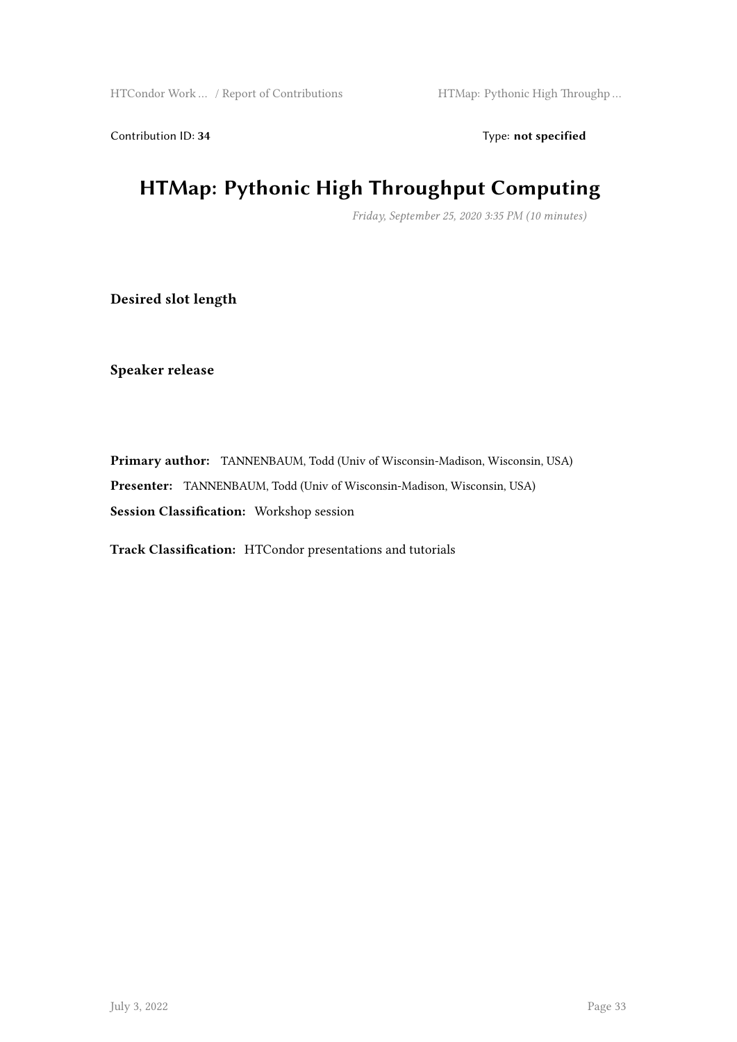Contribution ID: **34** Type: **not specified**

# HTMap: Pythonic High Throughput Computing

*Friday, September 25, 2020 3:35 PM (10 minutes)*

**Desired slot length**

**Speaker release**

**Primary author:** TANNENBAUM, Todd (Univ of Wisconsin-Madison, Wisconsin, USA)

**Presenter:** TANNENBAUM, Todd (Univ of Wisconsin-Madison, Wisconsin, USA)

**Session Classification:** Workshop session

**Track Classification:** HTCondor presentations and tutorials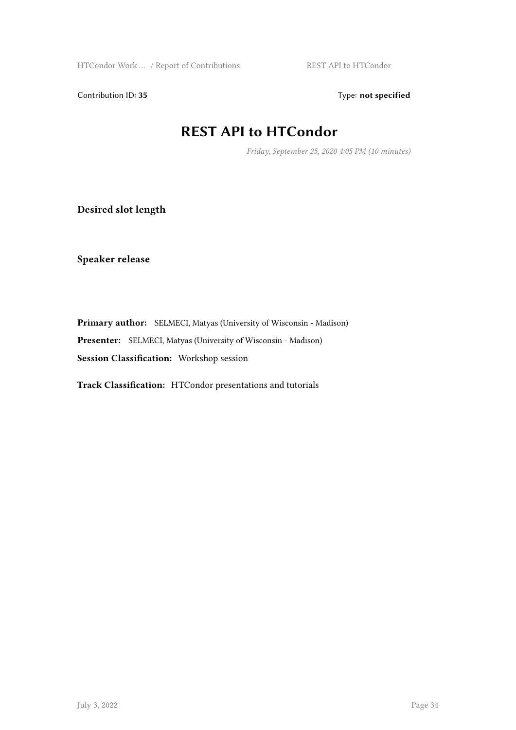Contribution ID: **35** Type: **not specified**

# REST API to HTCondor

*Friday, September 25, 2020 4:05 PM (10 minutes)*

**Desired slot length**

**Speaker release**

**Primary author:** SELMECI, Matyas (University of Wisconsin - Madison)

**Presenter:** SELMECI, Matyas (University of Wisconsin - Madison)

**Session Classification:** Workshop session

**Track Classification:** HTCondor presentations and tutorials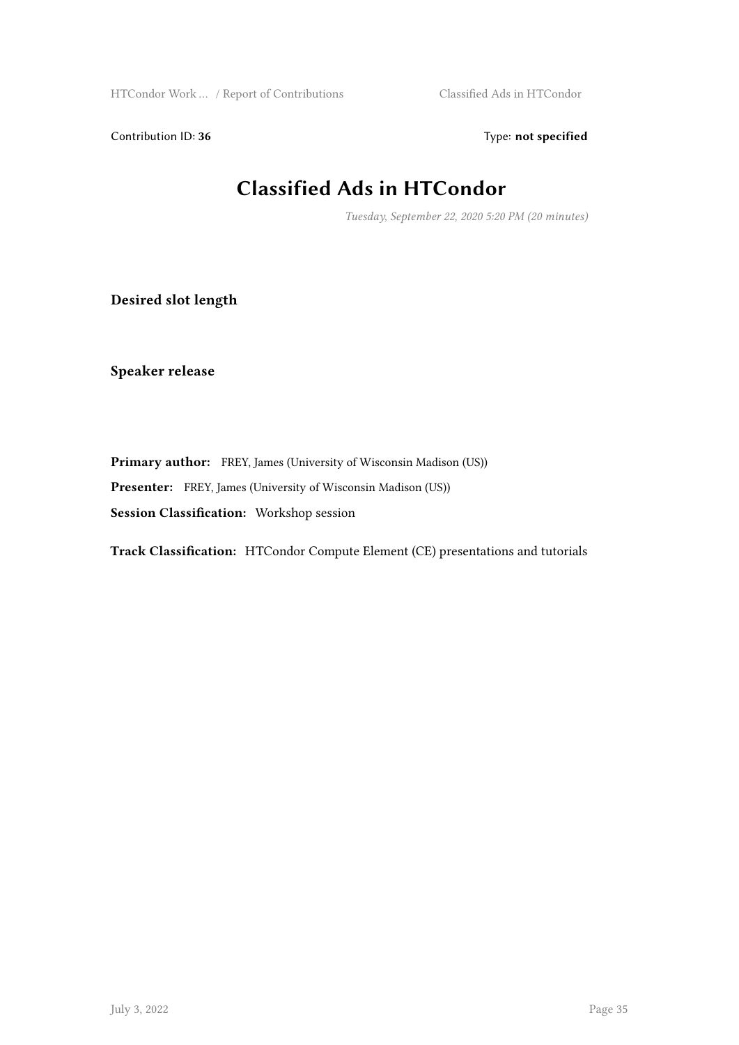Contribution ID: **36** Type: **not specified**

# Classified Ads in HTCondor

*Tuesday, September 22, 2020 5:20 PM (20 minutes)*

**Desired slot length**

**Speaker release**

**Primary author:** FREY, James (University of Wisconsin Madison (US))

**Presenter:** FREY, James (University of Wisconsin Madison (US))

**Session Classification:** Workshop session

**Track Classification:** HTCondor Compute Element (CE) presentations and tutorials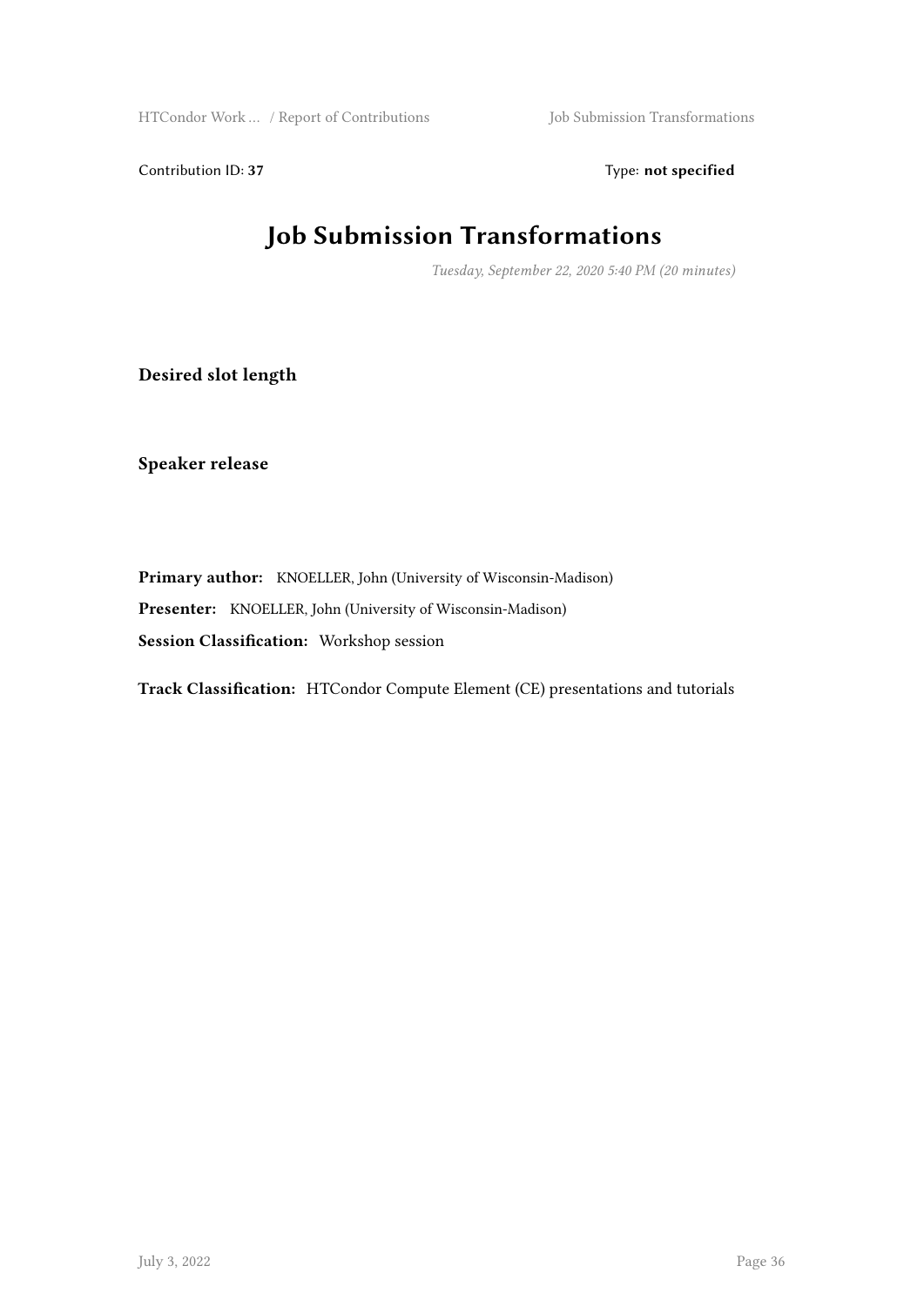Contribution ID: **37** Type: **not specified**

# Job Submission Transformations

*Tuesday, September 22, 2020 5:40 PM (20 minutes)*

**Desired slot length**

**Speaker release**

**Primary author:** KNOELLER, John (University of Wisconsin-Madison)

**Presenter:** KNOELLER, John (University of Wisconsin-Madison)

**Session Classification:** Workshop session

**Track Classification:** HTCondor Compute Element (CE) presentations and tutorials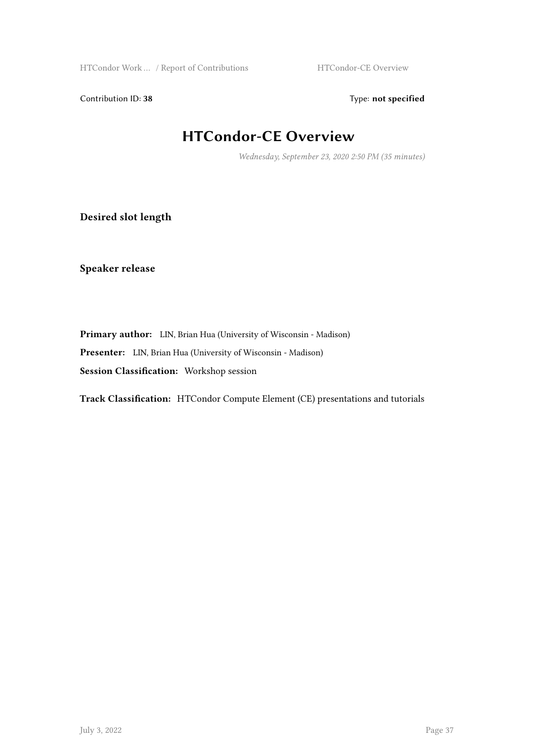Contribution ID: **38** Type: **not specified**

# HTCondor-CE Overview

*Wednesday, September 23, 2020 2:50 PM (35 minutes)*

**Desired slot length**

**Speaker release**

**Primary author:** LIN, Brian Hua (University of Wisconsin - Madison)

**Presenter:** LIN, Brian Hua (University of Wisconsin - Madison)

**Session Classification:** Workshop session

**Track Classification:** HTCondor Compute Element (CE) presentations and tutorials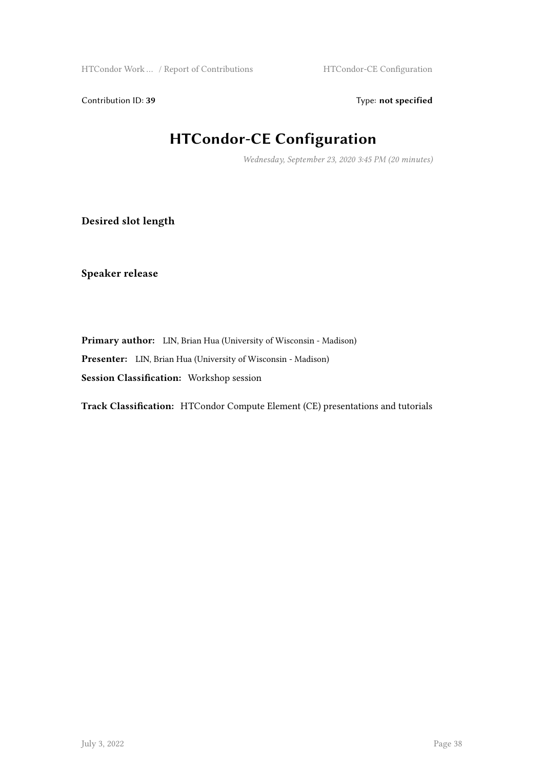Contribution ID: **39** Type: **not specified**

# HTCondor-CE Configuration

*Wednesday, September 23, 2020 3:45 PM (20 minutes)*

**Desired slot length**

**Speaker release**

**Primary author:** LIN, Brian Hua (University of Wisconsin - Madison)

**Presenter:** LIN, Brian Hua (University of Wisconsin - Madison)

**Session Classification:** Workshop session

**Track Classification:** HTCondor Compute Element (CE) presentations and tutorials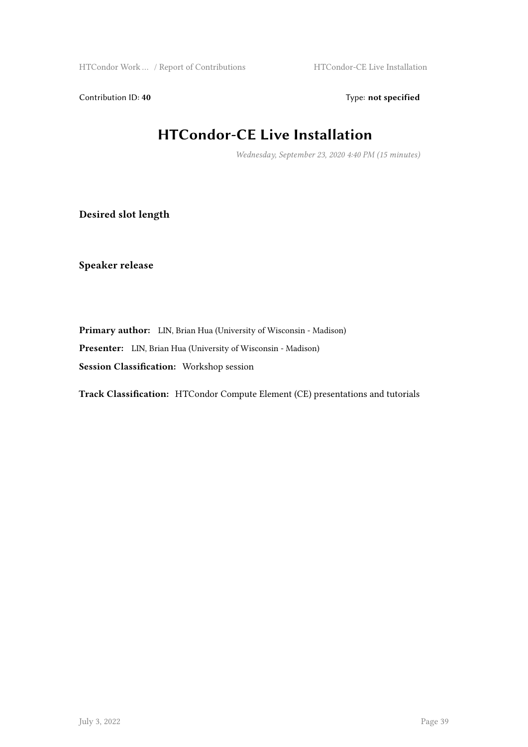Contribution ID: **40** Type: **not specified**

# HTCondor-CE Live Installation

*Wednesday, September 23, 2020 4:40 PM (15 minutes)*

**Desired slot length**

**Speaker release**

**Primary author:** LIN, Brian Hua (University of Wisconsin - Madison)

**Presenter:** LIN, Brian Hua (University of Wisconsin - Madison)

**Session Classification:** Workshop session

**Track Classification:** HTCondor Compute Element (CE) presentations and tutorials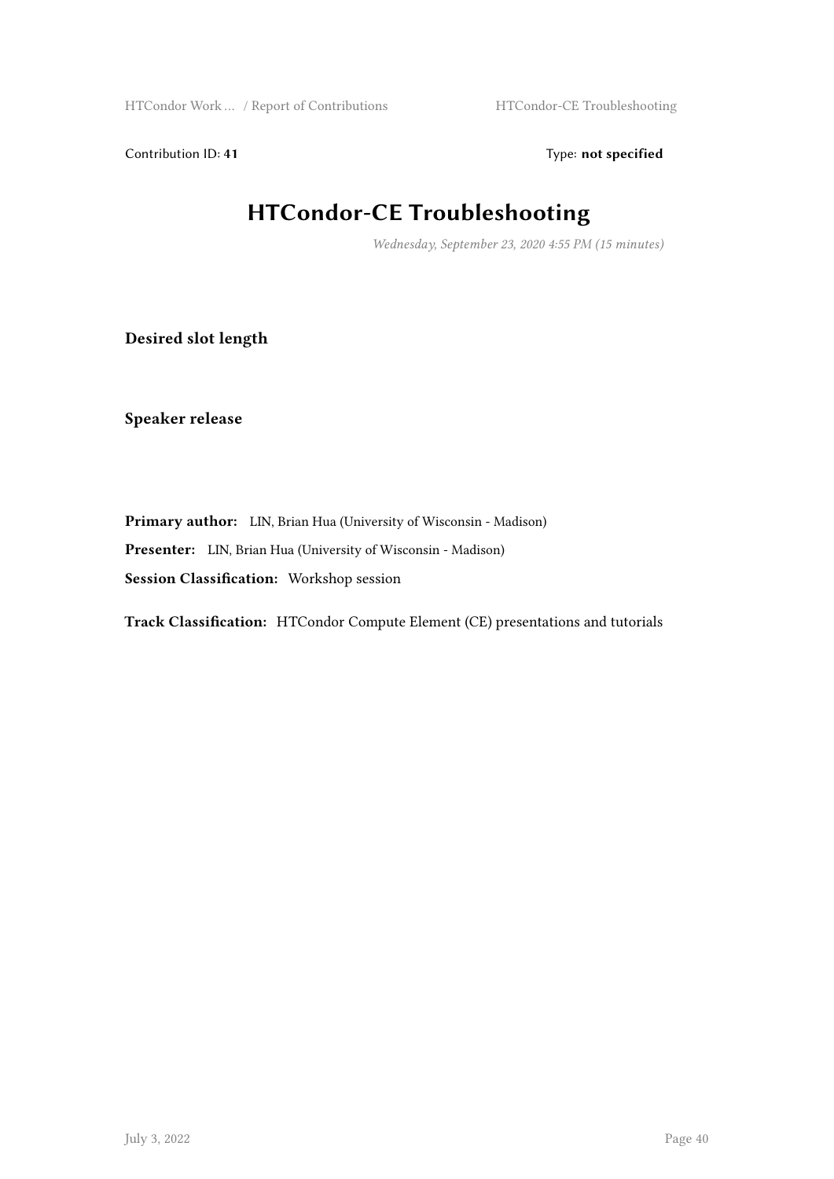Contribution ID: **41** Type: **not specified**

# HTCondor-CE Troubleshooting

*Wednesday, September 23, 2020 4:55 PM (15 minutes)*

**Desired slot length**

**Speaker release**

**Primary author:** LIN, Brian Hua (University of Wisconsin - Madison)

**Presenter:** LIN, Brian Hua (University of Wisconsin - Madison)

**Session Classification:** Workshop session

**Track Classification:** HTCondor Compute Element (CE) presentations and tutorials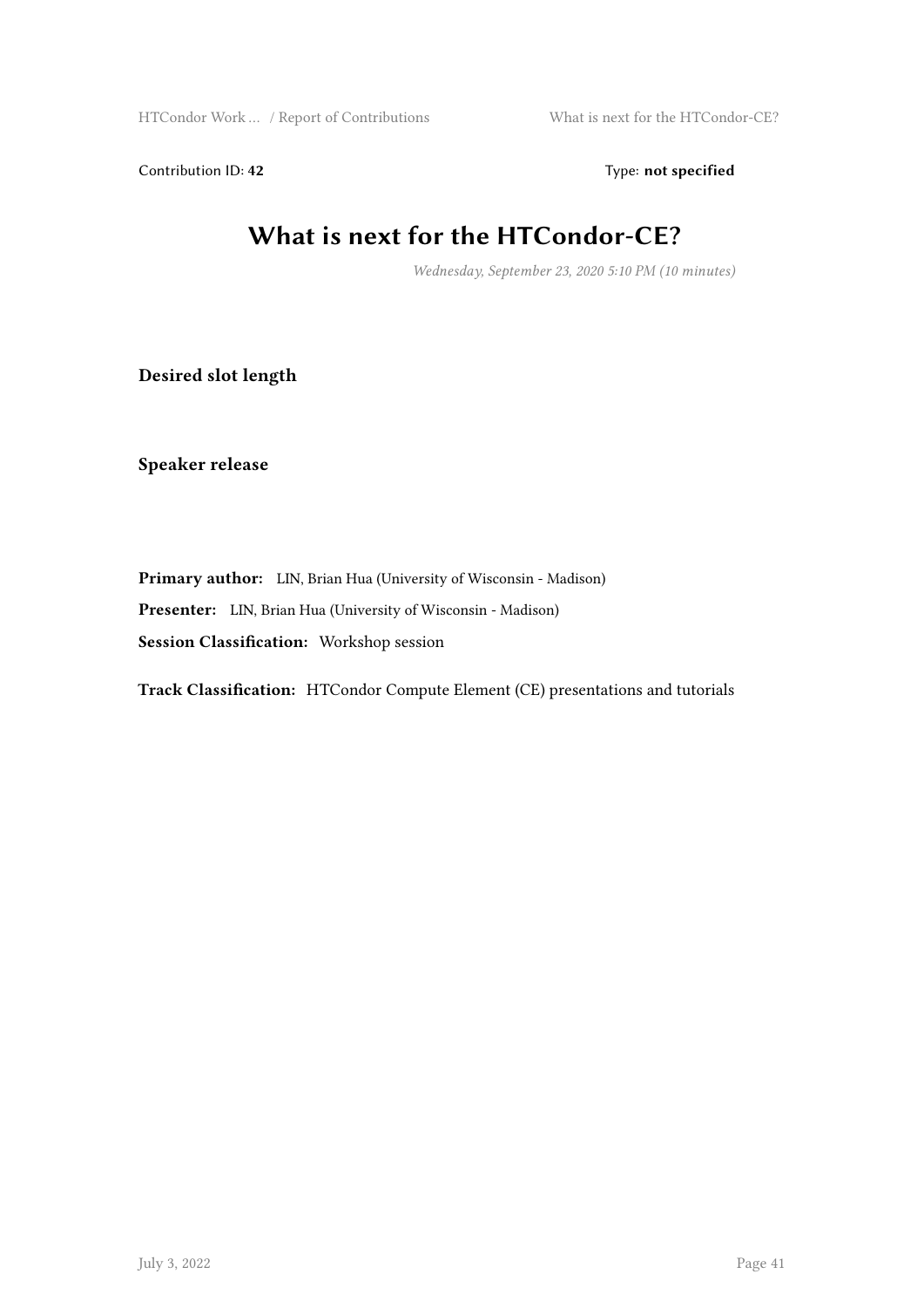Contribution ID: **42** Type: **not specified**

# What is next for the HTCondor-CE?

*Wednesday, September 23, 2020 5:10 PM (10 minutes)*

**Desired slot length**

**Speaker release**

**Primary author:** LIN, Brian Hua (University of Wisconsin - Madison)

**Presenter:** LIN, Brian Hua (University of Wisconsin - Madison)

**Session Classification:** Workshop session

**Track Classification:** HTCondor Compute Element (CE) presentations and tutorials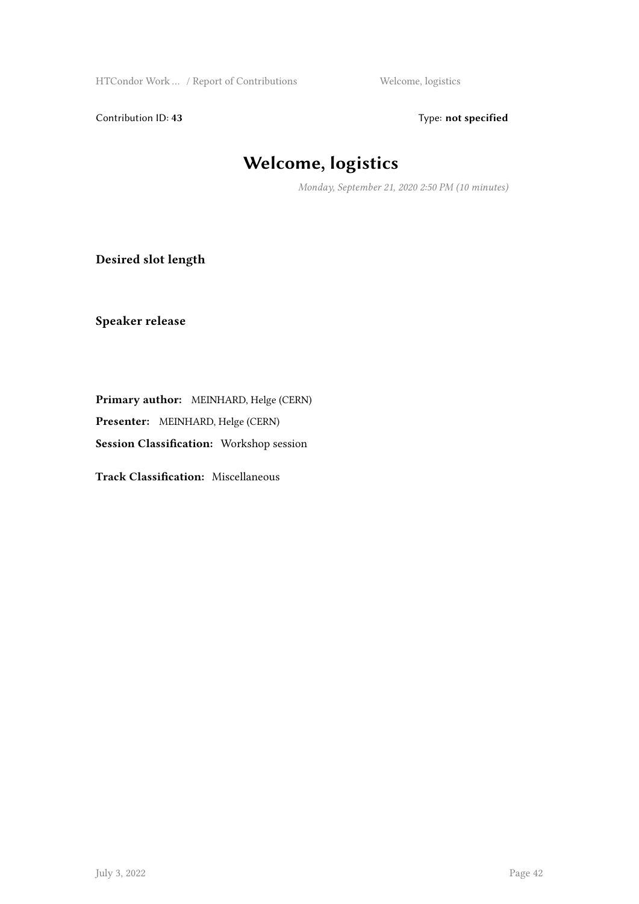Contribution ID: **43** Type: **not specified**

# Welcome, logistics

*Monday, September 21, 2020 2:50 PM (10 minutes)*

**Desired slot length**

**Speaker release**

**Primary author:** MEINHARD, Helge (CERN)

**Presenter:** MEINHARD, Helge (CERN)

**Session Classification:** Workshop session

**Track Classification:** Miscellaneous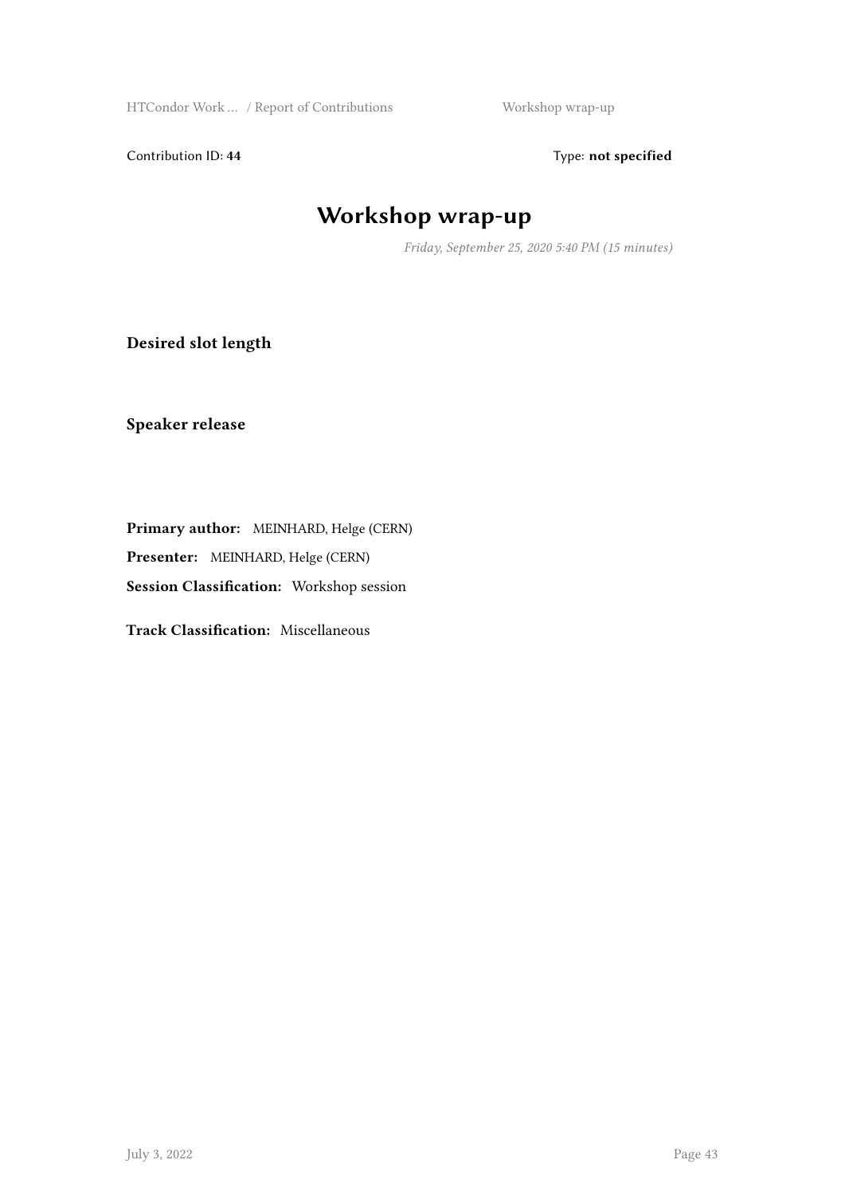Contribution ID: **44**

Type: **not specified**

# Workshop wrap-up

*Friday, September 25, 2020 5:40 PM (15 minutes)*

**Desired slot length**

**Speaker release**

**Primary author:** MEINHARD, Helge (CERN)

**Presenter:** MEINHARD, Helge (CERN)

**Session Classification:** Workshop session

**Track Classification:** Miscellaneous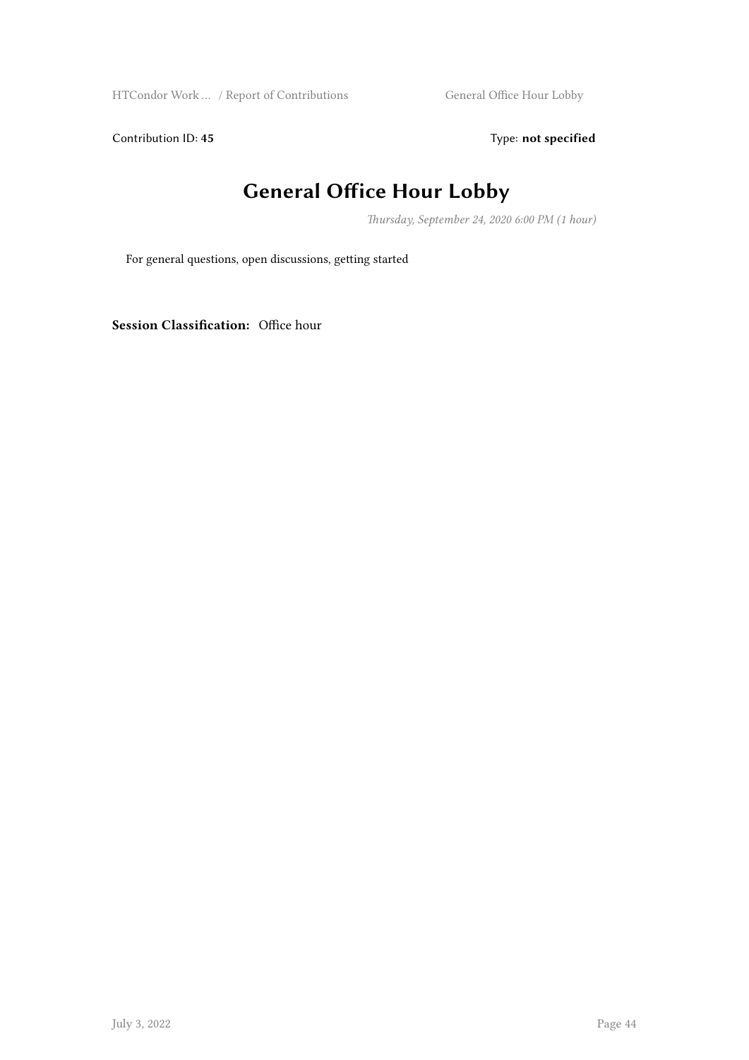Contribution ID: **45**  Type: **not specified**

# General Office Hour Lobby

*Thursday, September 24, 2020 6:00 PM (1 hour)*

For general questions, open discussions, getting started

**Session Classification:** Office hour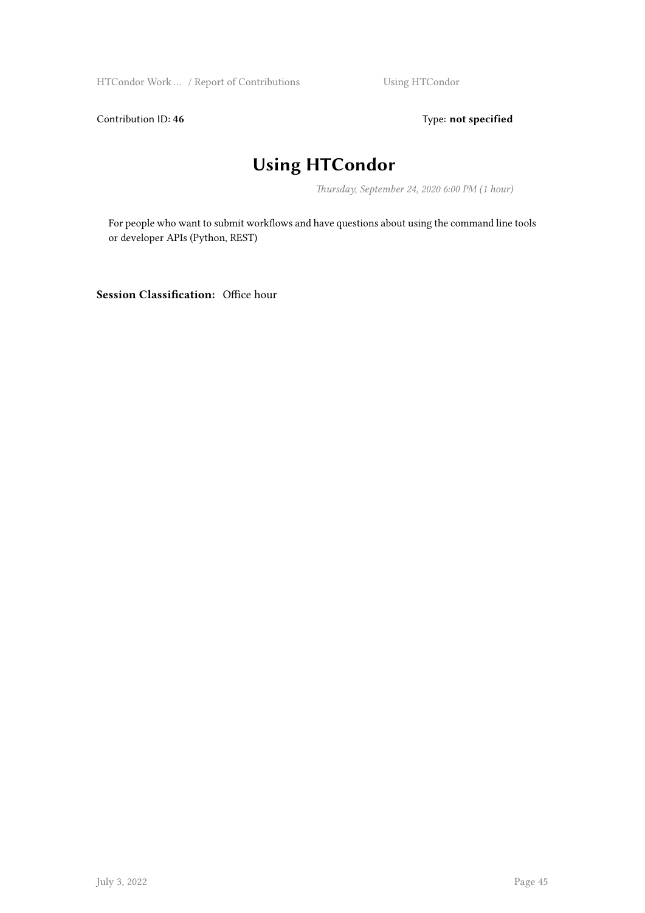Contribution ID: **46** Type: **not specified**

# Using HTCondor

*Thursday, September 24, 2020 6:00 PM (1 hour)*

For people who want to submit workflows and have questions about using the command line tools or developer APIs (Python, REST)

**Session Classification:** Office hour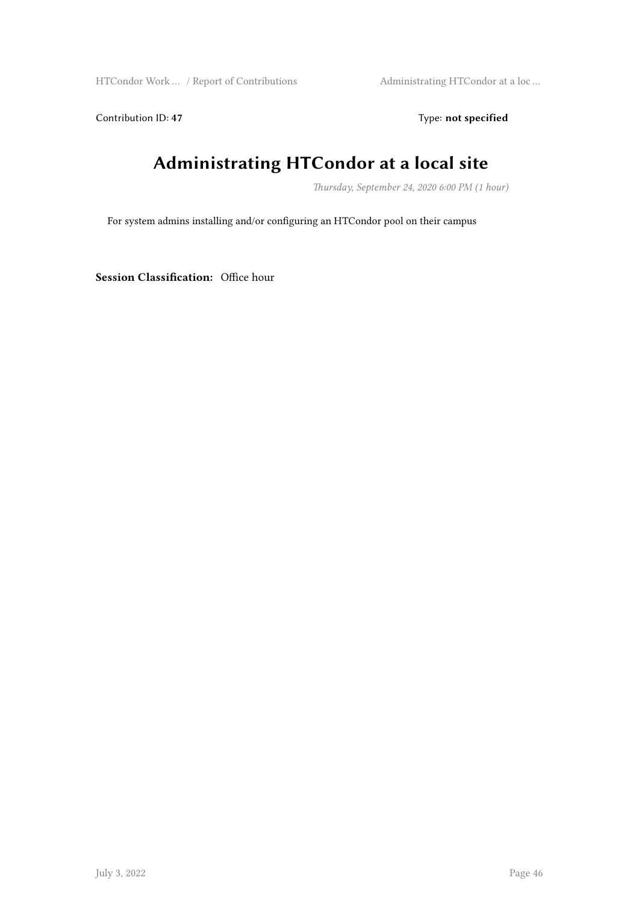Contribution ID: **47** Type: **not specified**

# Administrating HTCondor at a local site

*Thursday, September 24, 2020 6:00 PM (1 hour)*

For system admins installing and/or configuring an HTCondor pool on their campus

**Session Classification:** Office hour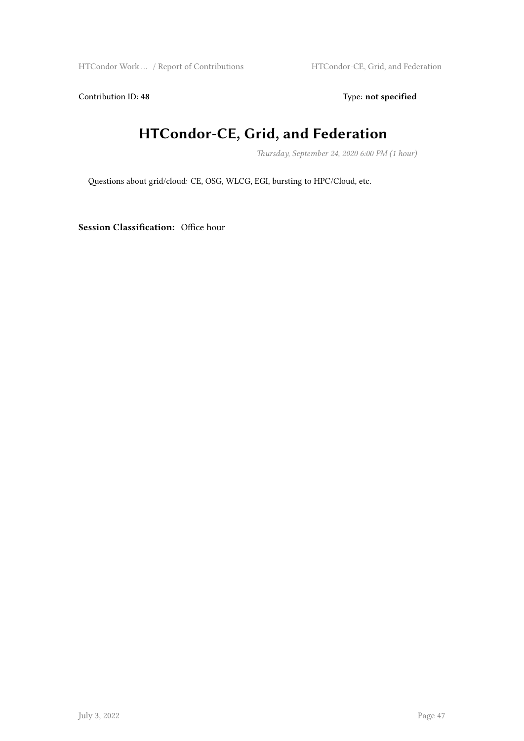Contribution ID: **48** Type: **not specified**

# HTCondor-CE, Grid, and Federation

*Thursday, September 24, 2020 6:00 PM (1 hour)*

Questions about grid/cloud: CE, OSG, WLCG, EGI, bursting to HPC/Cloud, etc.

**Session Classification:** Office hour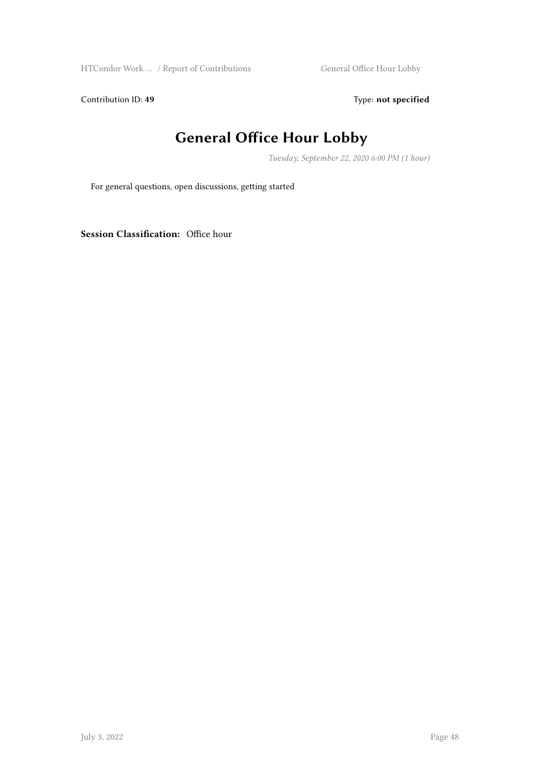Contribution ID: **49** Type: **not specified**

# General Office Hour Lobby

*Tuesday, September 22, 2020 6:00 PM (1 hour)*

For general questions, open discussions, getting started

**Session Classification:** Office hour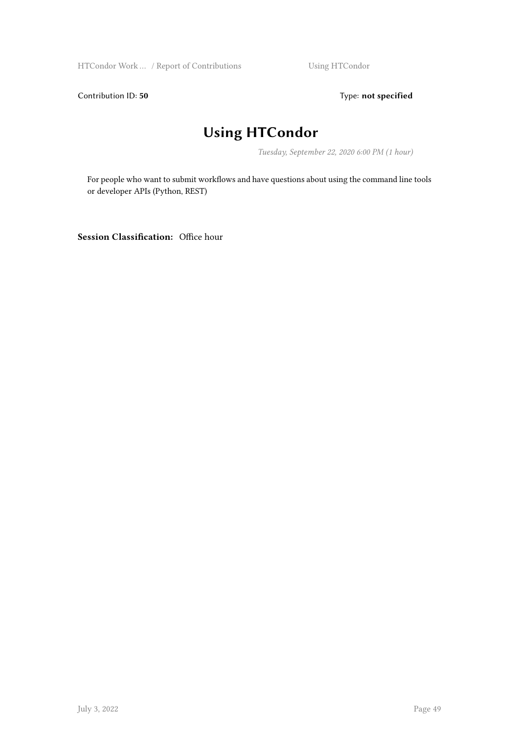Contribution ID: **50** Type: **not specified**

# Using HTCondor

*Tuesday, September 22, 2020 6:00 PM (1 hour)*

For people who want to submit workflows and have questions about using the command line tools or developer APIs (Python, REST)

**Session Classification:** Office hour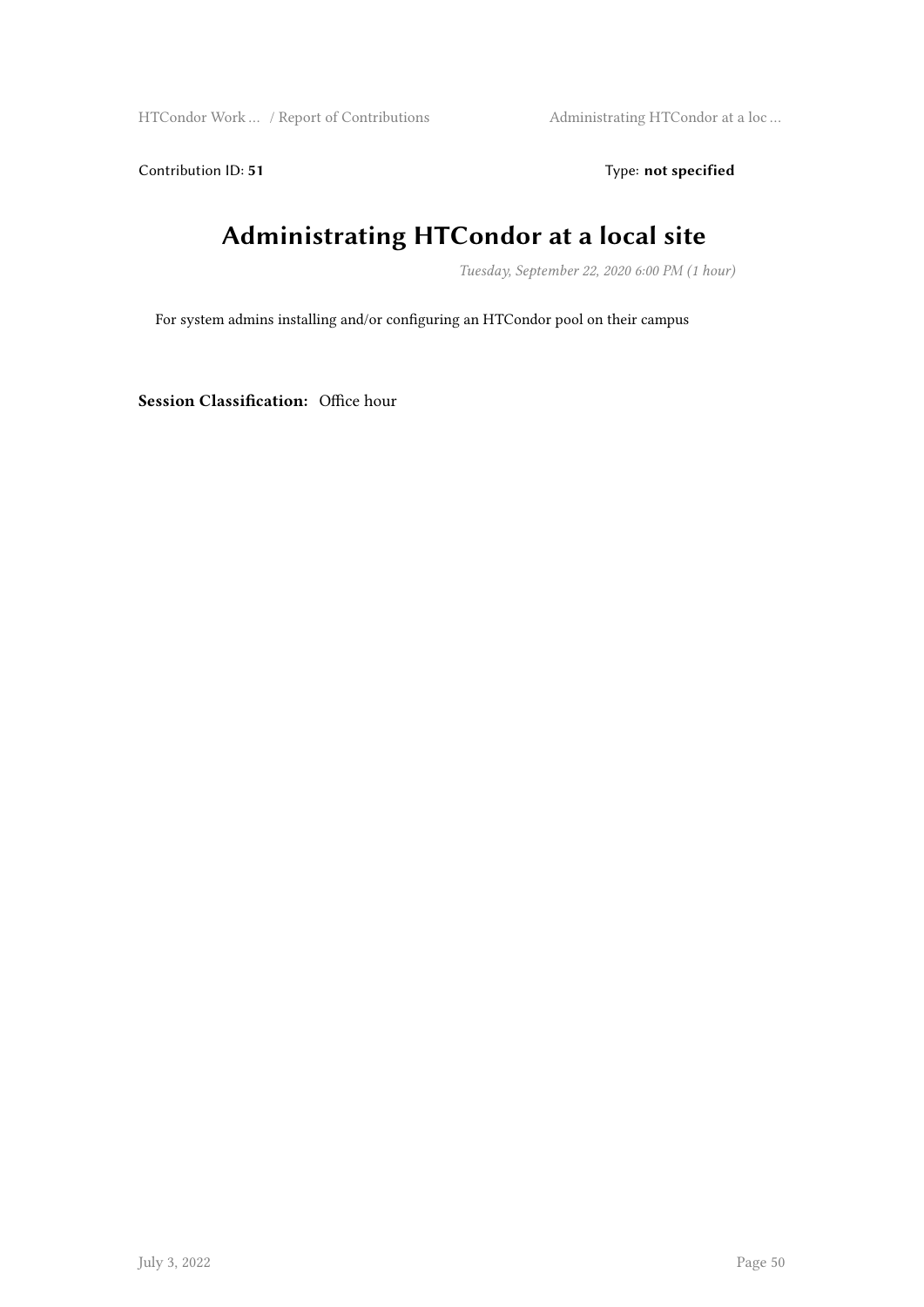Contribution ID: **51** Type: **not specified**

# Administrating HTCondor at a local site

*Tuesday, September 22, 2020 6:00 PM (1 hour)*

For system admins installing and/or configuring an HTCondor pool on their campus

**Session Classification:** Office hour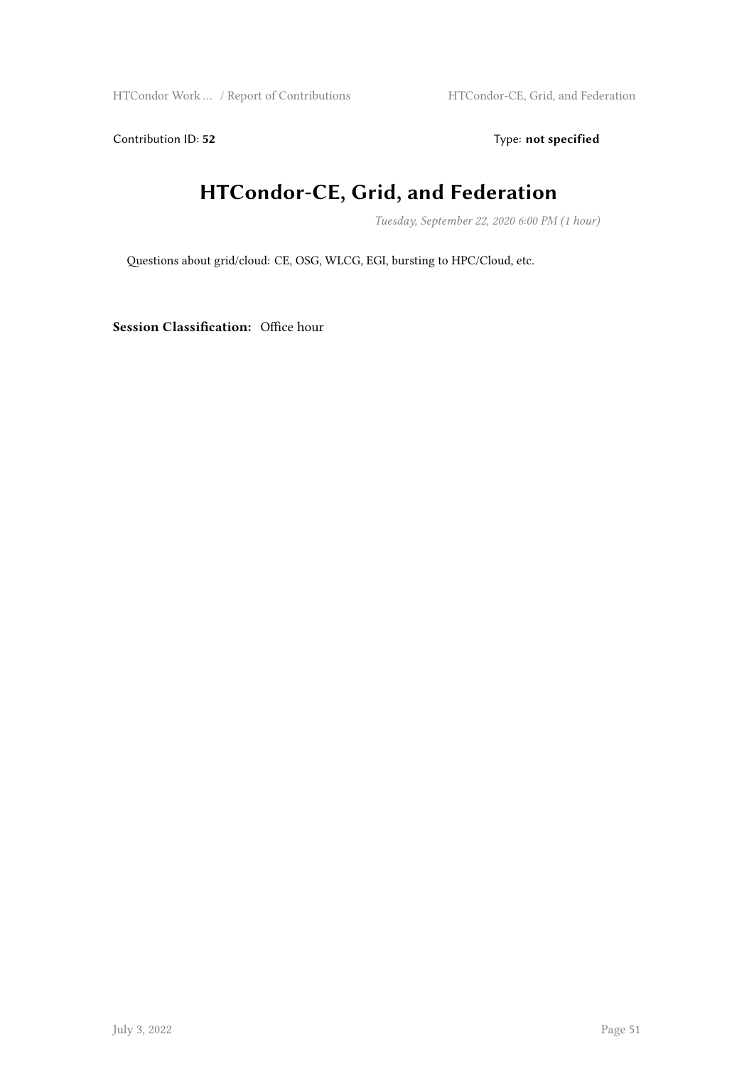Contribution ID: **52** Type: **not specified**

# HTCondor-CE, Grid, and Federation

*Tuesday, September 22, 2020 6:00 PM (1 hour)*

Questions about grid/cloud: CE, OSG, WLCG, EGI, bursting to HPC/Cloud, etc.

**Session Classification:** Office hour